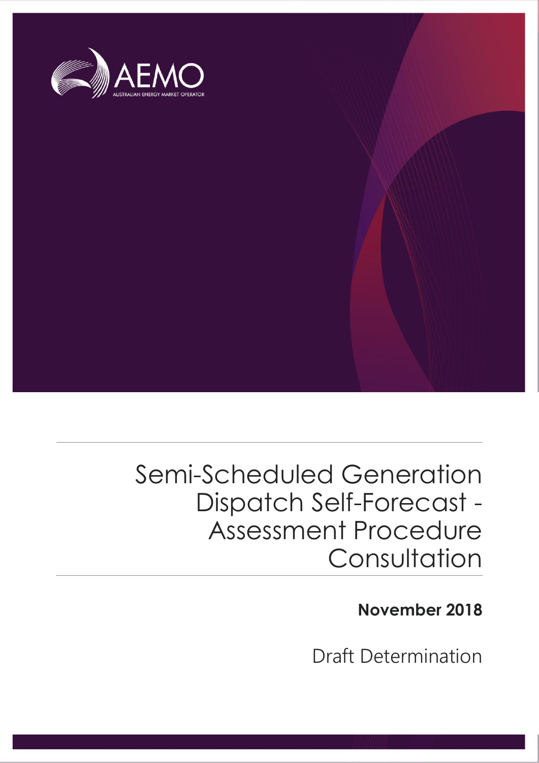AEMO

AUSTRALIAN ENERGY MARKET OPERATOR

# Semi-Scheduled Generation Dispatch Self-Forecast - Assessment Procedure Consultation

**November 2018**

Draft Determination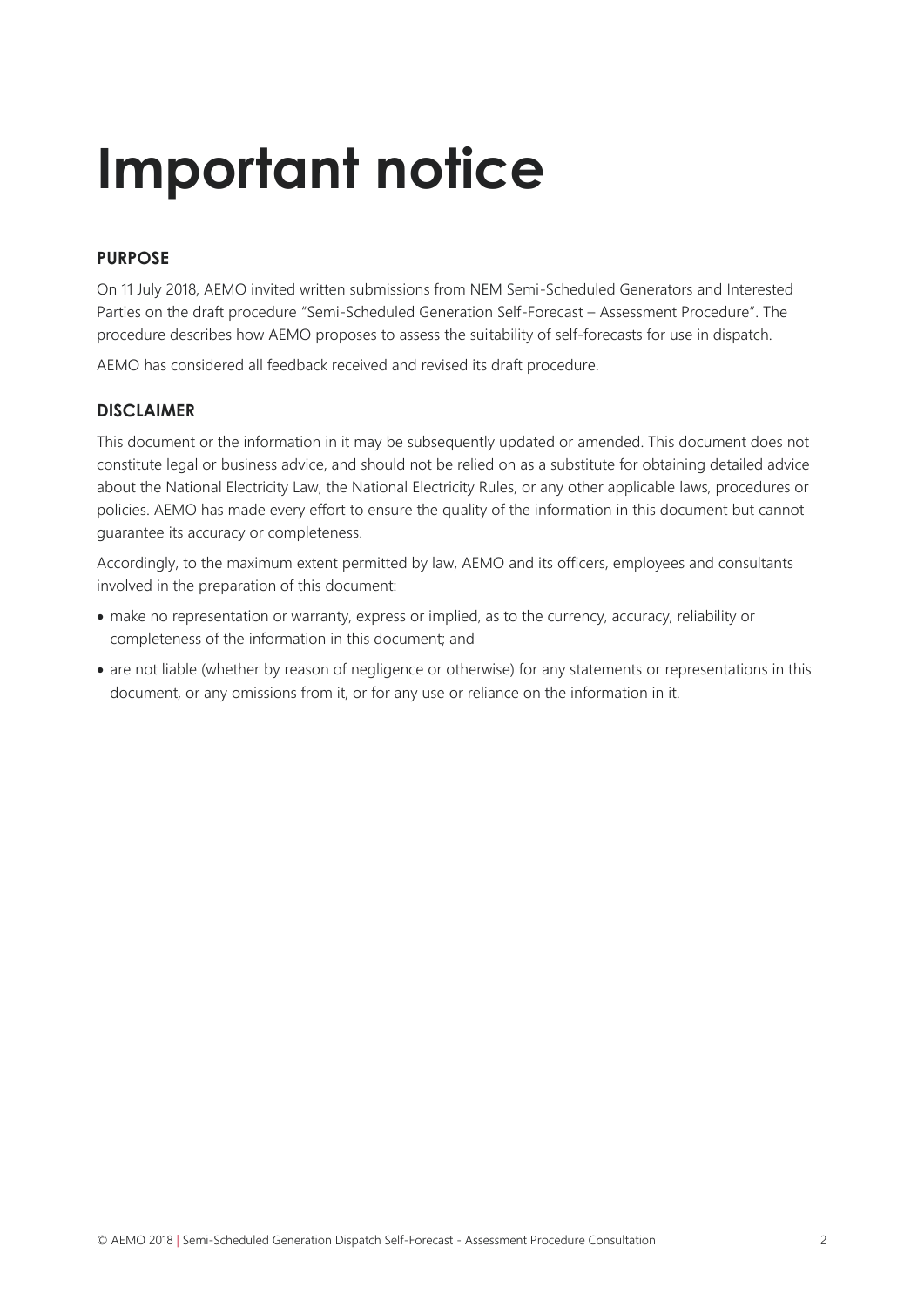# Important notice

### PURPOSE

On 11 July 2018, AEMO invited written submissions from NEM Semi-Scheduled Generators and Interested Parties on the draft procedure "Semi-Scheduled Generation Self-Forecast – Assessment Procedure". The procedure describes how AEMO proposes to assess the suitability of self-forecasts for use in dispatch.

AEMO has considered all feedback received and revised its draft procedure.

### DISCLAIMER

This document or the information in it may be subsequently updated or amended. This document does not constitute legal or business advice, and should not be relied on as a substitute for obtaining detailed advice about the National Electricity Law, the National Electricity Rules, or any other applicable laws, procedures or policies. AEMO has made every effort to ensure the quality of the information in this document but cannot guarantee its accuracy or completeness.

Accordingly, to the maximum extent permitted by law, AEMO and its officers, employees and consultants involved in the preparation of this document:

- make no representation or warranty, express or implied, as to the currency, accuracy, reliability or completeness of the information in this document; and
- are not liable (whether by reason of negligence or otherwise) for any statements or representations in this document, or any omissions from it, or for any use or reliance on the information in it.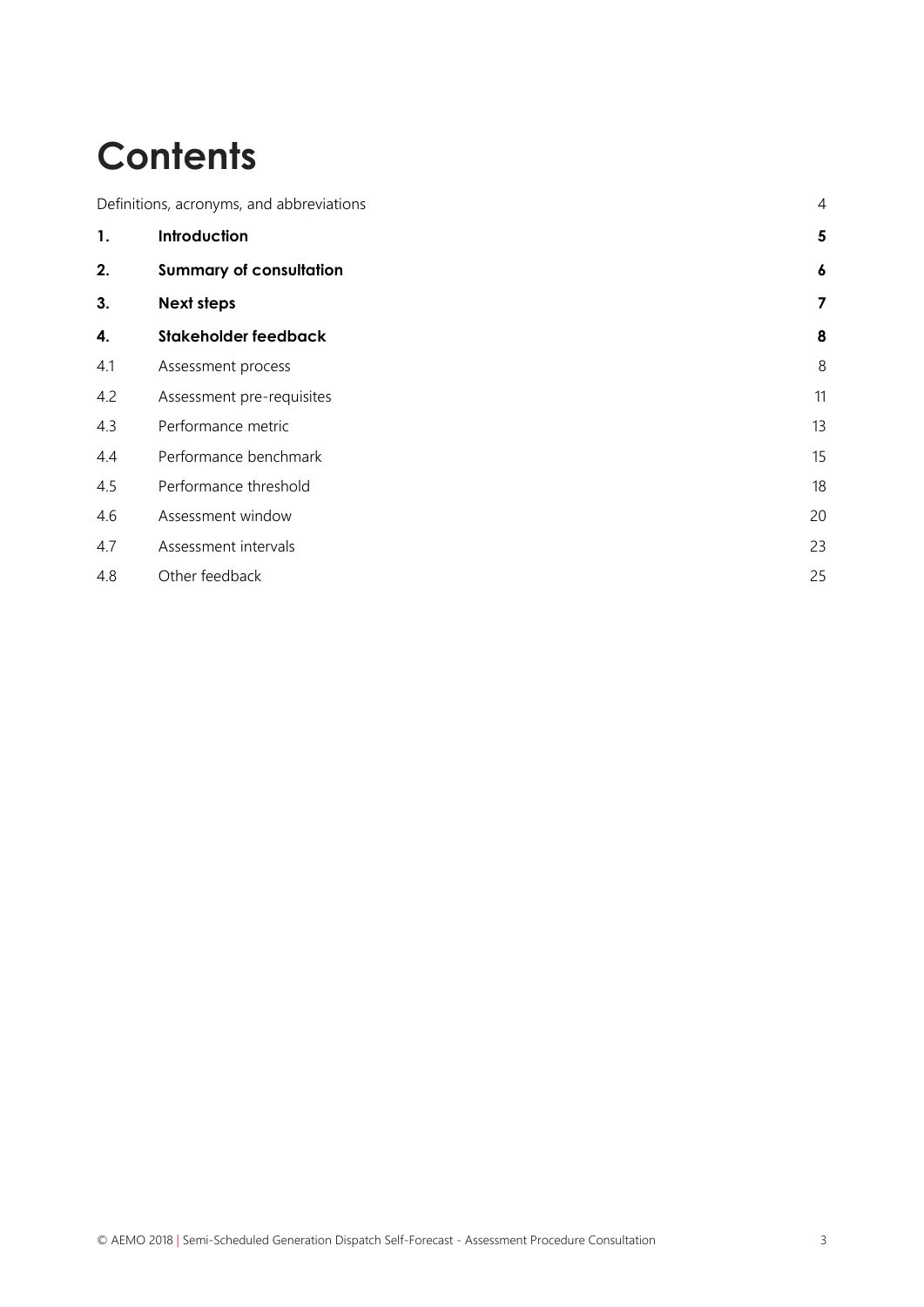# Contents

| | | |
|---|---|---|
| Definitions, acronyms, and abbreviations | | 4 |
| **1.** | **Introduction** | **5** |
| **2.** | **Summary of consultation** | **6** |
| **3.** | **Next steps** | **7** |
| **4.** | **Stakeholder feedback** | **8** |
| 4.1 | Assessment process | 8 |
| 4.2 | Assessment pre-requisites | 11 |
| 4.3 | Performance metric | 13 |
| 4.4 | Performance benchmark | 15 |
| 4.5 | Performance threshold | 18 |
| 4.6 | Assessment window | 20 |
| 4.7 | Assessment intervals | 23 |
| 4.8 | Other feedback | 25 |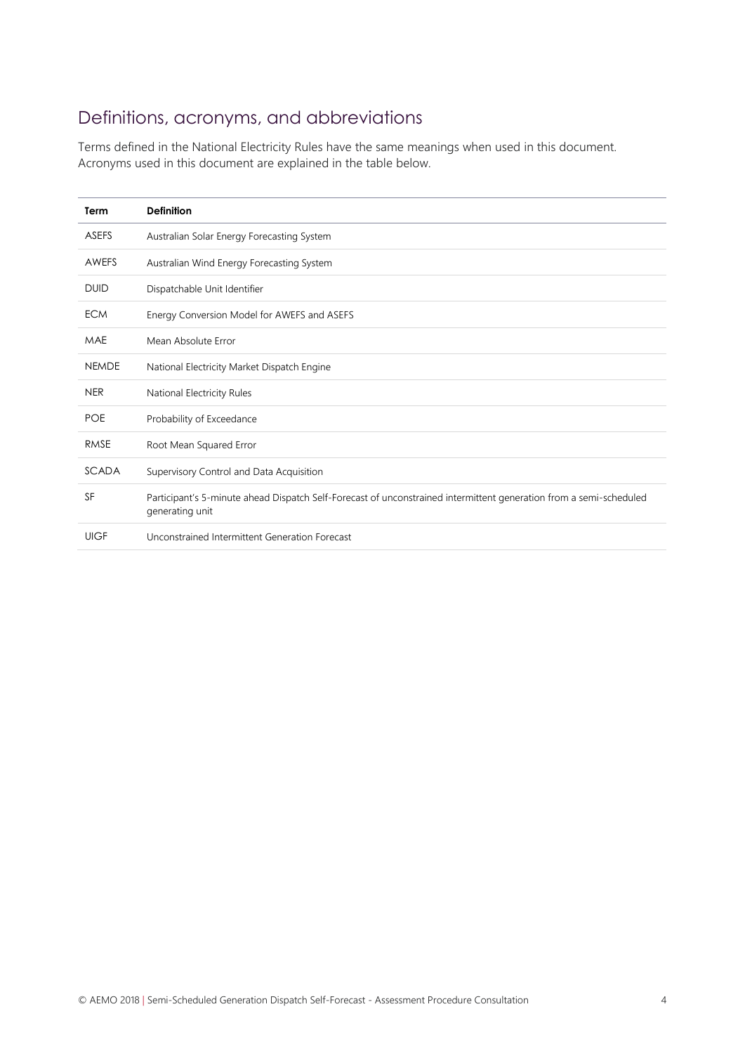## Definitions, acronyms, and abbreviations

Terms defined in the National Electricity Rules have the same meanings when used in this document. Acronyms used in this document are explained in the table below.

| Term | Definition |
| --- | --- |
| ASEFS | Australian Solar Energy Forecasting System |
| AWEFS | Australian Wind Energy Forecasting System |
| DUID | Dispatchable Unit Identifier |
| ECM | Energy Conversion Model for AWEFS and ASEFS |
| MAE | Mean Absolute Error |
| NEMDE | National Electricity Market Dispatch Engine |
| NER | National Electricity Rules |
| POE | Probability of Exceedance |
| RMSE | Root Mean Squared Error |
| SCADA | Supervisory Control and Data Acquisition |
| SF | Participant's 5-minute ahead Dispatch Self-Forecast of unconstrained intermittent generation from a semi-scheduled generating unit |
| UIGF | Unconstrained Intermittent Generation Forecast |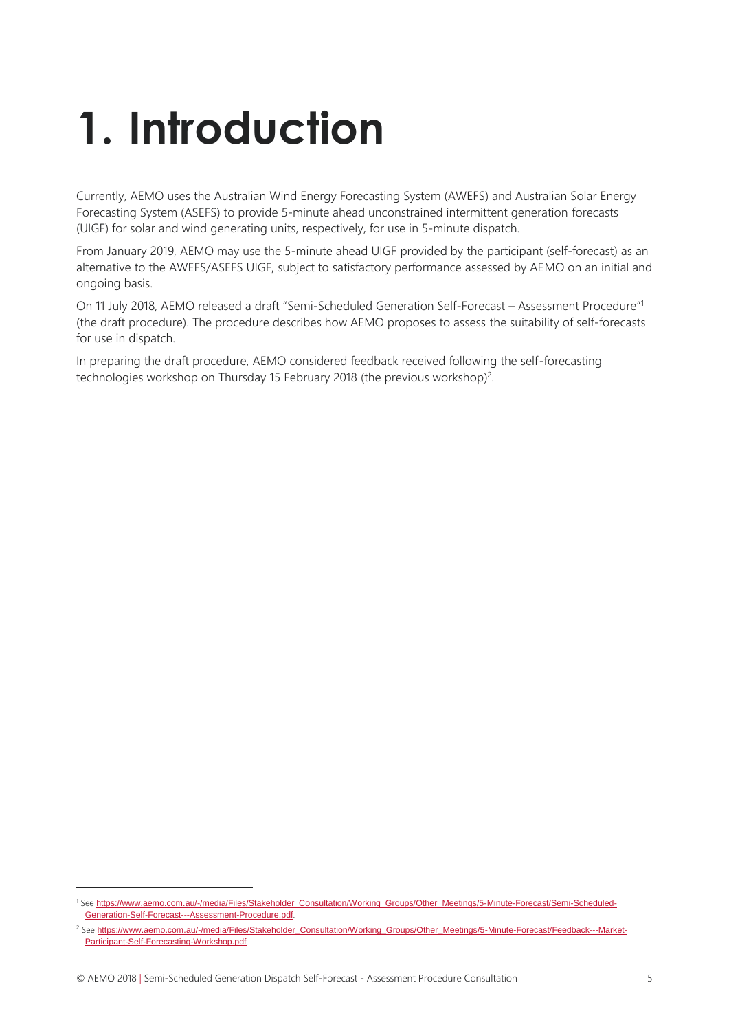# 1. Introduction

Currently, AEMO uses the Australian Wind Energy Forecasting System (AWEFS) and Australian Solar Energy Forecasting System (ASEFS) to provide 5-minute ahead unconstrained intermittent generation forecasts (UIGF) for solar and wind generating units, respectively, for use in 5-minute dispatch.

From January 2019, AEMO may use the 5-minute ahead UIGF provided by the participant (self-forecast) as an alternative to the AWEFS/ASEFS UIGF, subject to satisfactory performance assessed by AEMO on an initial and ongoing basis.

On 11 July 2018, AEMO released a draft "Semi-Scheduled Generation Self-Forecast – Assessment Procedure"[1] (the draft procedure). The procedure describes how AEMO proposes to assess the suitability of self-forecasts for use in dispatch.

In preparing the draft procedure, AEMO considered feedback received following the self-forecasting technologies workshop on Thursday 15 February 2018 (the previous workshop)[2].

---

[1] See https://www.aemo.com.au/-/media/Files/Stakeholder_Consultation/Working_Groups/Other_Meetings/5-Minute-Forecast/Semi-Scheduled-Generation-Self-Forecast---Assessment-Procedure.pdf.

[2] See https://www.aemo.com.au/-/media/Files/Stakeholder_Consultation/Working_Groups/Other_Meetings/5-Minute-Forecast/Feedback---Market-Participant-Self-Forecasting-Workshop.pdf.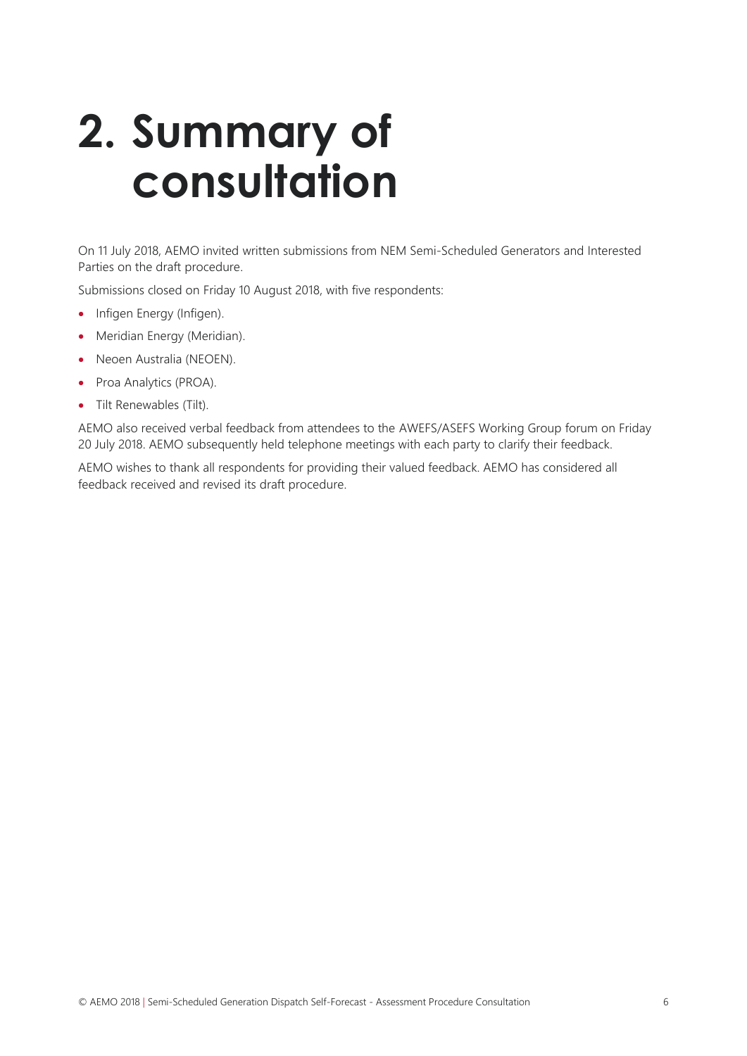# 2. Summary of consultation

On 11 July 2018, AEMO invited written submissions from NEM Semi-Scheduled Generators and Interested Parties on the draft procedure.

Submissions closed on Friday 10 August 2018, with five respondents:

- Infigen Energy (Infigen).
- Meridian Energy (Meridian).
- Neoen Australia (NEOEN).
- Proa Analytics (PROA).
- Tilt Renewables (Tilt).

AEMO also received verbal feedback from attendees to the AWEFS/ASEFS Working Group forum on Friday 20 July 2018. AEMO subsequently held telephone meetings with each party to clarify their feedback.

AEMO wishes to thank all respondents for providing their valued feedback. AEMO has considered all feedback received and revised its draft procedure.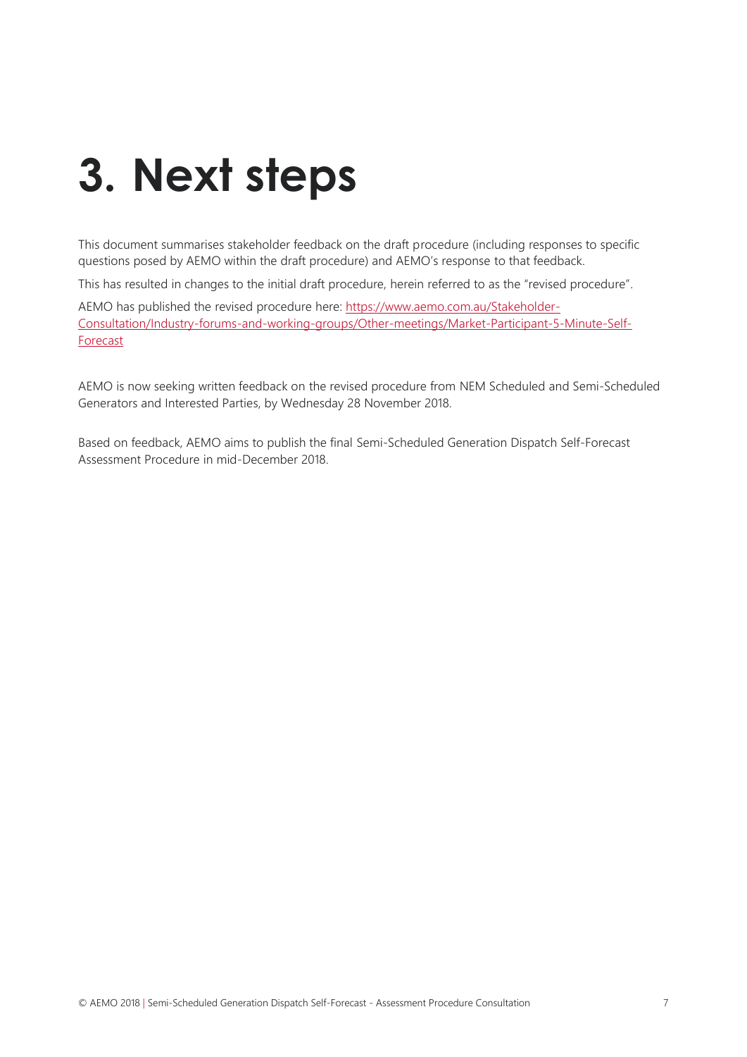# 3. Next steps

This document summarises stakeholder feedback on the draft procedure (including responses to specific questions posed by AEMO within the draft procedure) and AEMO's response to that feedback.

This has resulted in changes to the initial draft procedure, herein referred to as the "revised procedure".

AEMO has published the revised procedure here: [https://www.aemo.com.au/Stakeholder-Consultation/Industry-forums-and-working-groups/Other-meetings/Market-Participant-5-Minute-Self-Forecast](https://www.aemo.com.au/Stakeholder-Consultation/Industry-forums-and-working-groups/Other-meetings/Market-Participant-5-Minute-Self-Forecast)

AEMO is now seeking written feedback on the revised procedure from NEM Scheduled and Semi-Scheduled Generators and Interested Parties, by Wednesday 28 November 2018.

Based on feedback, AEMO aims to publish the final Semi-Scheduled Generation Dispatch Self-Forecast Assessment Procedure in mid-December 2018.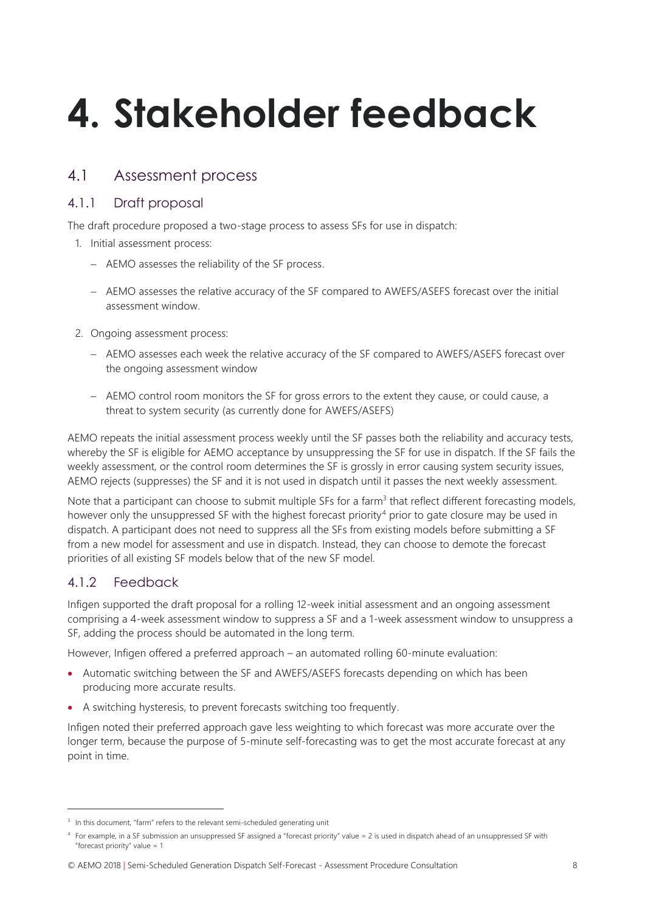# 4. Stakeholder feedback

## 4.1 Assessment process

### 4.1.1 Draft proposal

The draft procedure proposed a two-stage process to assess SFs for use in dispatch:

1. Initial assessment process:
   - AEMO assesses the reliability of the SF process.
   - AEMO assesses the relative accuracy of the SF compared to AWEFS/ASEFS forecast over the initial assessment window.
2. Ongoing assessment process:
   - AEMO assesses each week the relative accuracy of the SF compared to AWEFS/ASEFS forecast over the ongoing assessment window
   - AEMO control room monitors the SF for gross errors to the extent they cause, or could cause, a threat to system security (as currently done for AWEFS/ASEFS)

AEMO repeats the initial assessment process weekly until the SF passes both the reliability and accuracy tests, whereby the SF is eligible for AEMO acceptance by unsuppressing the SF for use in dispatch. If the SF fails the weekly assessment, or the control room determines the SF is grossly in error causing system security issues, AEMO rejects (suppresses) the SF and it is not used in dispatch until it passes the next weekly assessment.

Note that a participant can choose to submit multiple SFs for a farm[3] that reflect different forecasting models, however only the unsuppressed SF with the highest forecast priority[4] prior to gate closure may be used in dispatch. A participant does not need to suppress all the SFs from existing models before submitting a SF from a new model for assessment and use in dispatch. Instead, they can choose to demote the forecast priorities of all existing SF models below that of the new SF model.

### 4.1.2 Feedback

Infigen supported the draft proposal for a rolling 12-week initial assessment and an ongoing assessment comprising a 4-week assessment window to suppress a SF and a 1-week assessment window to unsuppress a SF, adding the process should be automated in the long term.

However, Infigen offered a preferred approach – an automated rolling 60-minute evaluation:

- Automatic switching between the SF and AWEFS/ASEFS forecasts depending on which has been producing more accurate results.
- A switching hysteresis, to prevent forecasts switching too frequently.

Infigen noted their preferred approach gave less weighting to which forecast was more accurate over the longer term, because the purpose of 5-minute self-forecasting was to get the most accurate forecast at any point in time.

---

[3] In this document, "farm" refers to the relevant semi-scheduled generating unit

[4] For example, in a SF submission an unsuppressed SF assigned a "forecast priority" value = 2 is used in dispatch ahead of an unsuppressed SF with "forecast priority" value = 1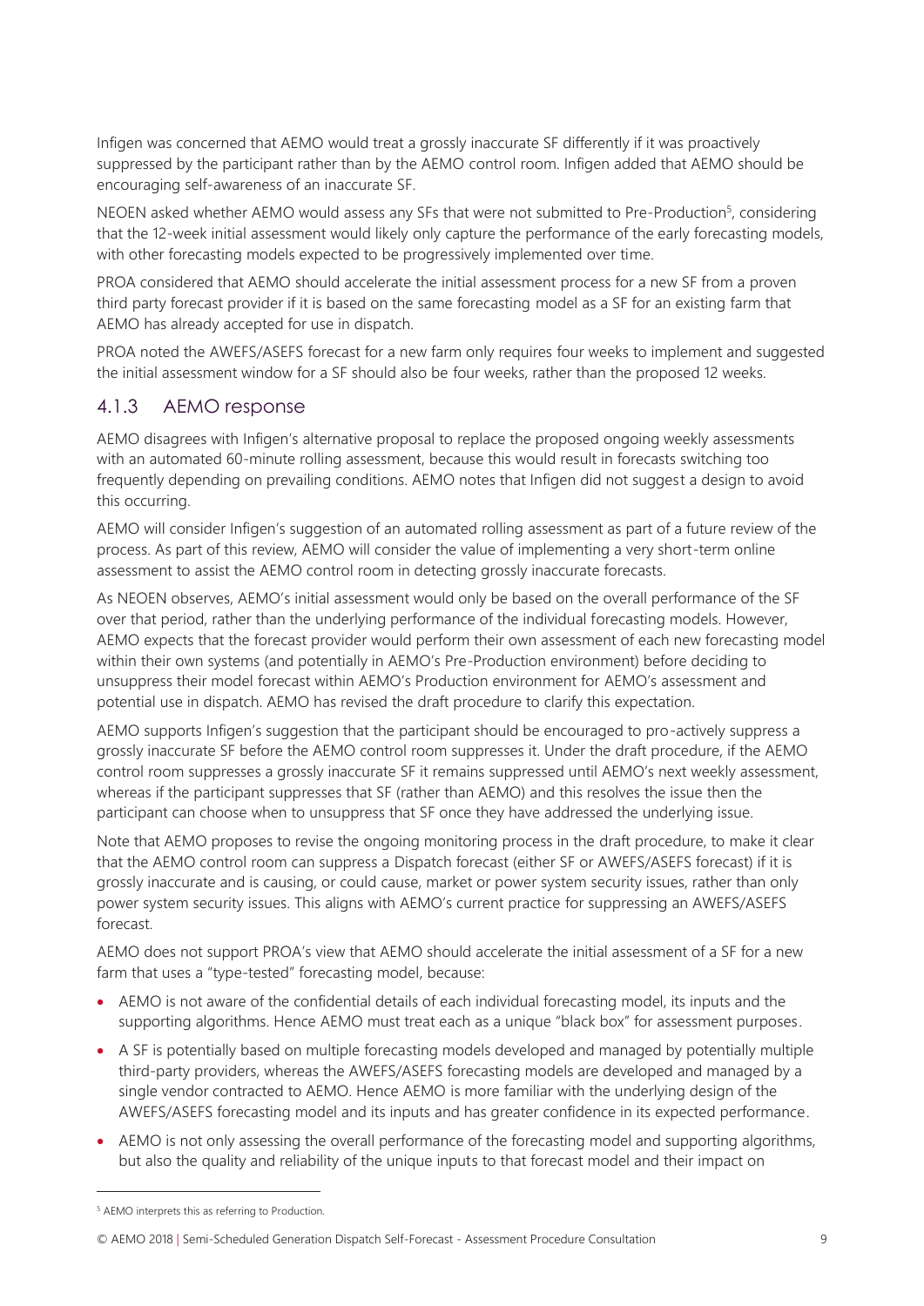Infigen was concerned that AEMO would treat a grossly inaccurate SF differently if it was proactively suppressed by the participant rather than by the AEMO control room. Infigen added that AEMO should be encouraging self-awareness of an inaccurate SF.

NEOEN asked whether AEMO would assess any SFs that were not submitted to Pre-Production[5], considering that the 12-week initial assessment would likely only capture the performance of the early forecasting models, with other forecasting models expected to be progressively implemented over time.

PROA considered that AEMO should accelerate the initial assessment process for a new SF from a proven third party forecast provider if it is based on the same forecasting model as a SF for an existing farm that AEMO has already accepted for use in dispatch.

PROA noted the AWEFS/ASEFS forecast for a new farm only requires four weeks to implement and suggested the initial assessment window for a SF should also be four weeks, rather than the proposed 12 weeks.

### 4.1.3 AEMO response

AEMO disagrees with Infigen's alternative proposal to replace the proposed ongoing weekly assessments with an automated 60-minute rolling assessment, because this would result in forecasts switching too frequently depending on prevailing conditions. AEMO notes that Infigen did not suggest a design to avoid this occurring.

AEMO will consider Infigen's suggestion of an automated rolling assessment as part of a future review of the process. As part of this review, AEMO will consider the value of implementing a very short-term online assessment to assist the AEMO control room in detecting grossly inaccurate forecasts.

As NEOEN observes, AEMO's initial assessment would only be based on the overall performance of the SF over that period, rather than the underlying performance of the individual forecasting models. However, AEMO expects that the forecast provider would perform their own assessment of each new forecasting model within their own systems (and potentially in AEMO's Pre-Production environment) before deciding to unsuppress their model forecast within AEMO's Production environment for AEMO's assessment and potential use in dispatch. AEMO has revised the draft procedure to clarify this expectation.

AEMO supports Infigen's suggestion that the participant should be encouraged to pro-actively suppress a grossly inaccurate SF before the AEMO control room suppresses it. Under the draft procedure, if the AEMO control room suppresses a grossly inaccurate SF it remains suppressed until AEMO's next weekly assessment, whereas if the participant suppresses that SF (rather than AEMO) and this resolves the issue then the participant can choose when to unsuppress that SF once they have addressed the underlying issue.

Note that AEMO proposes to revise the ongoing monitoring process in the draft procedure, to make it clear that the AEMO control room can suppress a Dispatch forecast (either SF or AWEFS/ASEFS forecast) if it is grossly inaccurate and is causing, or could cause, market or power system security issues, rather than only power system security issues. This aligns with AEMO's current practice for suppressing an AWEFS/ASEFS forecast.

AEMO does not support PROA's view that AEMO should accelerate the initial assessment of a SF for a new farm that uses a "type-tested" forecasting model, because:

- AEMO is not aware of the confidential details of each individual forecasting model, its inputs and the supporting algorithms. Hence AEMO must treat each as a unique "black box" for assessment purposes.
- A SF is potentially based on multiple forecasting models developed and managed by potentially multiple third-party providers, whereas the AWEFS/ASEFS forecasting models are developed and managed by a single vendor contracted to AEMO. Hence AEMO is more familiar with the underlying design of the AWEFS/ASEFS forecasting model and its inputs and has greater confidence in its expected performance.
- AEMO is not only assessing the overall performance of the forecasting model and supporting algorithms, but also the quality and reliability of the unique inputs to that forecast model and their impact on

[5] AEMO interprets this as referring to Production.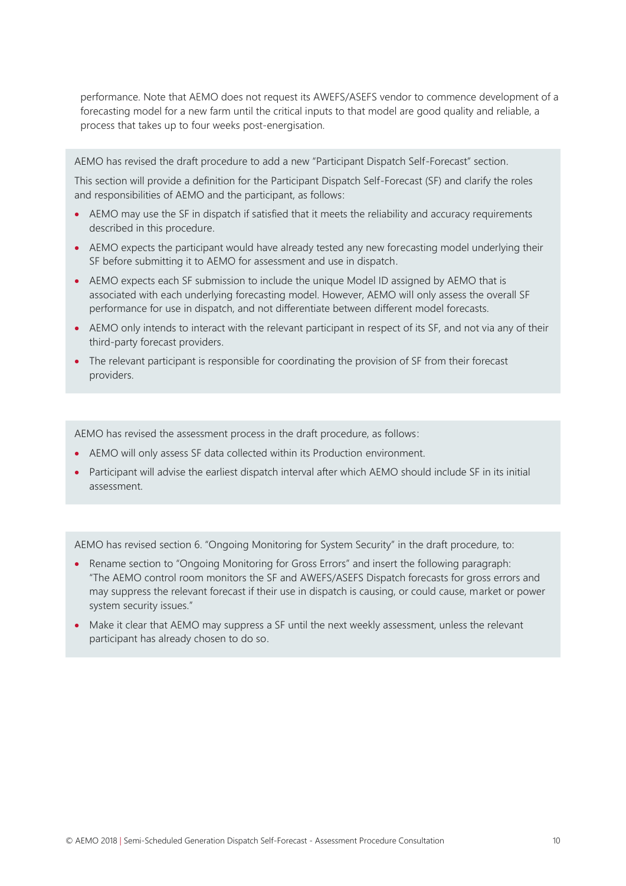performance. Note that AEMO does not request its AWEFS/ASEFS vendor to commence development of a forecasting model for a new farm until the critical inputs to that model are good quality and reliable, a process that takes up to four weeks post-energisation.

AEMO has revised the draft procedure to add a new “Participant Dispatch Self-Forecast” section.

This section will provide a definition for the Participant Dispatch Self-Forecast (SF) and clarify the roles and responsibilities of AEMO and the participant, as follows:

- AEMO may use the SF in dispatch if satisfied that it meets the reliability and accuracy requirements described in this procedure.
- AEMO expects the participant would have already tested any new forecasting model underlying their SF before submitting it to AEMO for assessment and use in dispatch.
- AEMO expects each SF submission to include the unique Model ID assigned by AEMO that is associated with each underlying forecasting model. However, AEMO will only assess the overall SF performance for use in dispatch, and not differentiate between different model forecasts.
- AEMO only intends to interact with the relevant participant in respect of its SF, and not via any of their third-party forecast providers.
- The relevant participant is responsible for coordinating the provision of SF from their forecast providers.

AEMO has revised the assessment process in the draft procedure, as follows:

- AEMO will only assess SF data collected within its Production environment.
- Participant will advise the earliest dispatch interval after which AEMO should include SF in its initial assessment.

AEMO has revised section 6. “Ongoing Monitoring for System Security” in the draft procedure, to:

- Rename section to “Ongoing Monitoring for Gross Errors” and insert the following paragraph: “The AEMO control room monitors the SF and AWEFS/ASEFS Dispatch forecasts for gross errors and may suppress the relevant forecast if their use in dispatch is causing, or could cause, market or power system security issues.”
- Make it clear that AEMO may suppress a SF until the next weekly assessment, unless the relevant participant has already chosen to do so.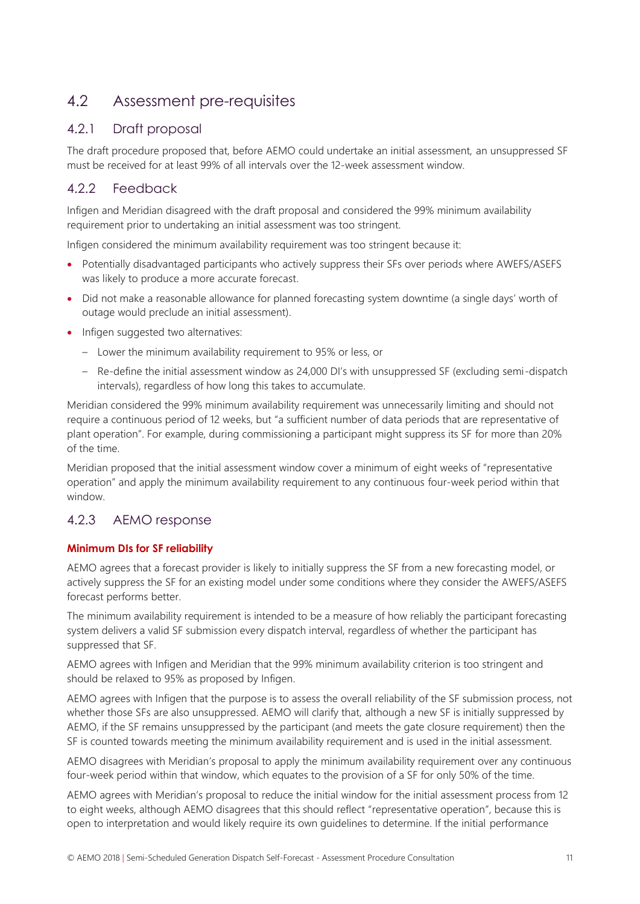## 4.2 Assessment pre-requisites

### 4.2.1 Draft proposal

The draft procedure proposed that, before AEMO could undertake an initial assessment, an unsuppressed SF must be received for at least 99% of all intervals over the 12-week assessment window.

### 4.2.2 Feedback

Infigen and Meridian disagreed with the draft proposal and considered the 99% minimum availability requirement prior to undertaking an initial assessment was too stringent.

Infigen considered the minimum availability requirement was too stringent because it:

- Potentially disadvantaged participants who actively suppress their SFs over periods where AWEFS/ASEFS was likely to produce a more accurate forecast.
- Did not make a reasonable allowance for planned forecasting system downtime (a single days' worth of outage would preclude an initial assessment).
- Infigen suggested two alternatives:
  - Lower the minimum availability requirement to 95% or less, or
  - Re-define the initial assessment window as 24,000 DI's with unsuppressed SF (excluding semi-dispatch intervals), regardless of how long this takes to accumulate.

Meridian considered the 99% minimum availability requirement was unnecessarily limiting and should not require a continuous period of 12 weeks, but "a sufficient number of data periods that are representative of plant operation". For example, during commissioning a participant might suppress its SF for more than 20% of the time.

Meridian proposed that the initial assessment window cover a minimum of eight weeks of "representative operation" and apply the minimum availability requirement to any continuous four-week period within that window.

### 4.2.3 AEMO response

**Minimum DIs for SF reliability**

AEMO agrees that a forecast provider is likely to initially suppress the SF from a new forecasting model, or actively suppress the SF for an existing model under some conditions where they consider the AWEFS/ASEFS forecast performs better.

The minimum availability requirement is intended to be a measure of how reliably the participant forecasting system delivers a valid SF submission every dispatch interval, regardless of whether the participant has suppressed that SF.

AEMO agrees with Infigen and Meridian that the 99% minimum availability criterion is too stringent and should be relaxed to 95% as proposed by Infigen.

AEMO agrees with Infigen that the purpose is to assess the overall reliability of the SF submission process, not whether those SFs are also unsuppressed. AEMO will clarify that, although a new SF is initially suppressed by AEMO, if the SF remains unsuppressed by the participant (and meets the gate closure requirement) then the SF is counted towards meeting the minimum availability requirement and is used in the initial assessment.

AEMO disagrees with Meridian's proposal to apply the minimum availability requirement over any continuous four-week period within that window, which equates to the provision of a SF for only 50% of the time.

AEMO agrees with Meridian's proposal to reduce the initial window for the initial assessment process from 12 to eight weeks, although AEMO disagrees that this should reflect "representative operation", because this is open to interpretation and would likely require its own guidelines to determine. If the initial performance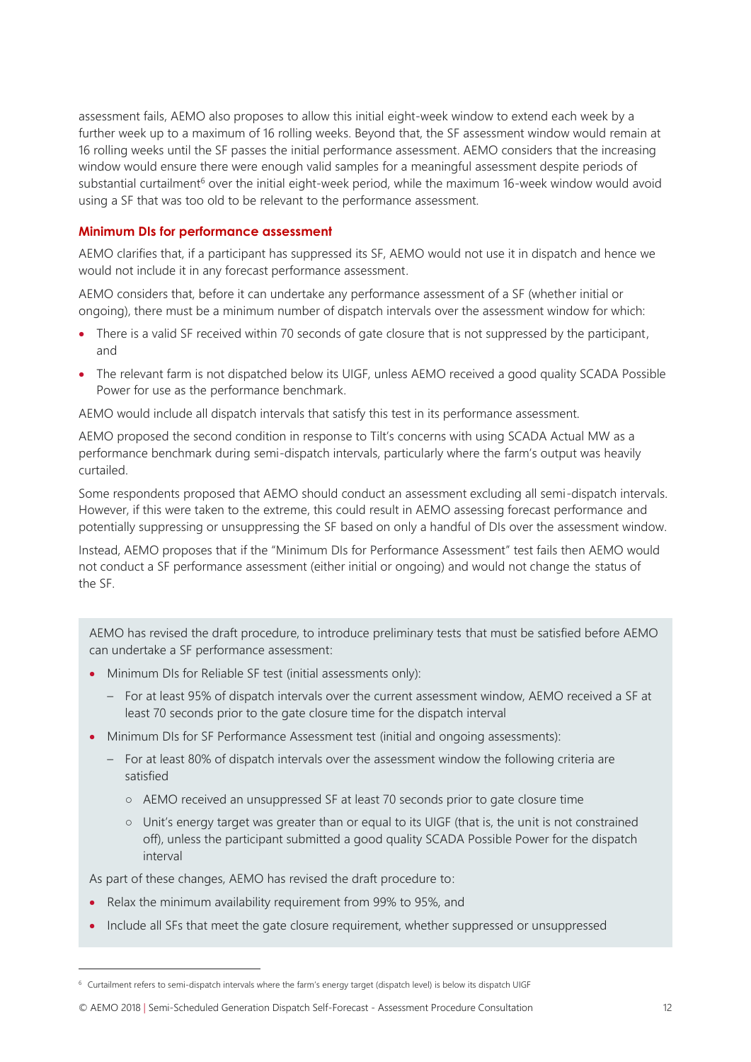assessment fails, AEMO also proposes to allow this initial eight-week window to extend each week by a further week up to a maximum of 16 rolling weeks. Beyond that, the SF assessment window would remain at 16 rolling weeks until the SF passes the initial performance assessment. AEMO considers that the increasing window would ensure there were enough valid samples for a meaningful assessment despite periods of substantial curtailment[6] over the initial eight-week period, while the maximum 16-week window would avoid using a SF that was too old to be relevant to the performance assessment.

### Minimum DIs for performance assessment

AEMO clarifies that, if a participant has suppressed its SF, AEMO would not use it in dispatch and hence we would not include it in any forecast performance assessment.

AEMO considers that, before it can undertake any performance assessment of a SF (whether initial or ongoing), there must be a minimum number of dispatch intervals over the assessment window for which:

- There is a valid SF received within 70 seconds of gate closure that is not suppressed by the participant, and
- The relevant farm is not dispatched below its UIGF, unless AEMO received a good quality SCADA Possible Power for use as the performance benchmark.

AEMO would include all dispatch intervals that satisfy this test in its performance assessment.

AEMO proposed the second condition in response to Tilt's concerns with using SCADA Actual MW as a performance benchmark during semi-dispatch intervals, particularly where the farm's output was heavily curtailed.

Some respondents proposed that AEMO should conduct an assessment excluding all semi-dispatch intervals. However, if this were taken to the extreme, this could result in AEMO assessing forecast performance and potentially suppressing or unsuppressing the SF based on only a handful of DIs over the assessment window.

Instead, AEMO proposes that if the "Minimum DIs for Performance Assessment" test fails then AEMO would not conduct a SF performance assessment (either initial or ongoing) and would not change the status of the SF.

AEMO has revised the draft procedure, to introduce preliminary tests that must be satisfied before AEMO can undertake a SF performance assessment:

- Minimum DIs for Reliable SF test (initial assessments only):
  - For at least 95% of dispatch intervals over the current assessment window, AEMO received a SF at least 70 seconds prior to the gate closure time for the dispatch interval
- Minimum DIs for SF Performance Assessment test (initial and ongoing assessments):
  - For at least 80% of dispatch intervals over the assessment window the following criteria are satisfied
    - AEMO received an unsuppressed SF at least 70 seconds prior to gate closure time
    - Unit's energy target was greater than or equal to its UIGF (that is, the unit is not constrained off), unless the participant submitted a good quality SCADA Possible Power for the dispatch interval

As part of these changes, AEMO has revised the draft procedure to:

- Relax the minimum availability requirement from 99% to 95%, and
- Include all SFs that meet the gate closure requirement, whether suppressed or unsuppressed

[6] Curtailment refers to semi-dispatch intervals where the farm's energy target (dispatch level) is below its dispatch UIGF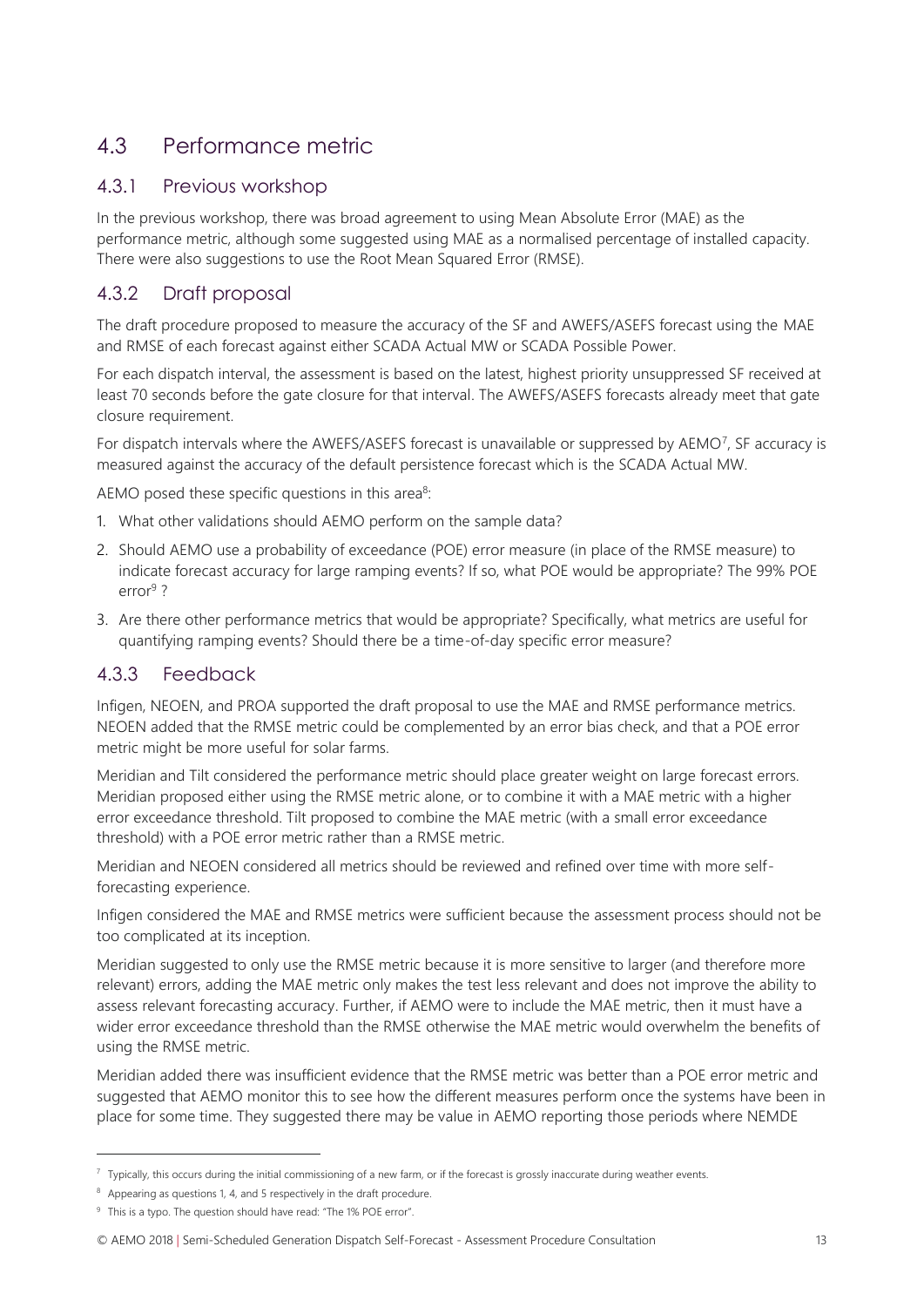## 4.3 Performance metric

### 4.3.1 Previous workshop

In the previous workshop, there was broad agreement to using Mean Absolute Error (MAE) as the performance metric, although some suggested using MAE as a normalised percentage of installed capacity. There were also suggestions to use the Root Mean Squared Error (RMSE).

### 4.3.2 Draft proposal

The draft procedure proposed to measure the accuracy of the SF and AWEFS/ASEFS forecast using the MAE and RMSE of each forecast against either SCADA Actual MW or SCADA Possible Power.

For each dispatch interval, the assessment is based on the latest, highest priority unsuppressed SF received at least 70 seconds before the gate closure for that interval. The AWEFS/ASEFS forecasts already meet that gate closure requirement.

For dispatch intervals where the AWEFS/ASEFS forecast is unavailable or suppressed by AEMO[7], SF accuracy is measured against the accuracy of the default persistence forecast which is the SCADA Actual MW.

AEMO posed these specific questions in this area[8]:

1. What other validations should AEMO perform on the sample data?
2. Should AEMO use a probability of exceedance (POE) error measure (in place of the RMSE measure) to indicate forecast accuracy for large ramping events? If so, what POE would be appropriate? The 99% POE error[9] ?
3. Are there other performance metrics that would be appropriate? Specifically, what metrics are useful for quantifying ramping events? Should there be a time-of-day specific error measure?

### 4.3.3 Feedback

Infigen, NEOEN, and PROA supported the draft proposal to use the MAE and RMSE performance metrics. NEOEN added that the RMSE metric could be complemented by an error bias check, and that a POE error metric might be more useful for solar farms.

Meridian and Tilt considered the performance metric should place greater weight on large forecast errors. Meridian proposed either using the RMSE metric alone, or to combine it with a MAE metric with a higher error exceedance threshold. Tilt proposed to combine the MAE metric (with a small error exceedance threshold) with a POE error metric rather than a RMSE metric.

Meridian and NEOEN considered all metrics should be reviewed and refined over time with more self-forecasting experience.

Infigen considered the MAE and RMSE metrics were sufficient because the assessment process should not be too complicated at its inception.

Meridian suggested to only use the RMSE metric because it is more sensitive to larger (and therefore more relevant) errors, adding the MAE metric only makes the test less relevant and does not improve the ability to assess relevant forecasting accuracy. Further, if AEMO were to include the MAE metric, then it must have a wider error exceedance threshold than the RMSE otherwise the MAE metric would overwhelm the benefits of using the RMSE metric.

Meridian added there was insufficient evidence that the RMSE metric was better than a POE error metric and suggested that AEMO monitor this to see how the different measures perform once the systems have been in place for some time. They suggested there may be value in AEMO reporting those periods where NEMDE

---

[7] Typically, this occurs during the initial commissioning of a new farm, or if the forecast is grossly inaccurate during weather events.

[8] Appearing as questions 1, 4, and 5 respectively in the draft procedure.

[9] This is a typo. The question should have read: "The 1% POE error".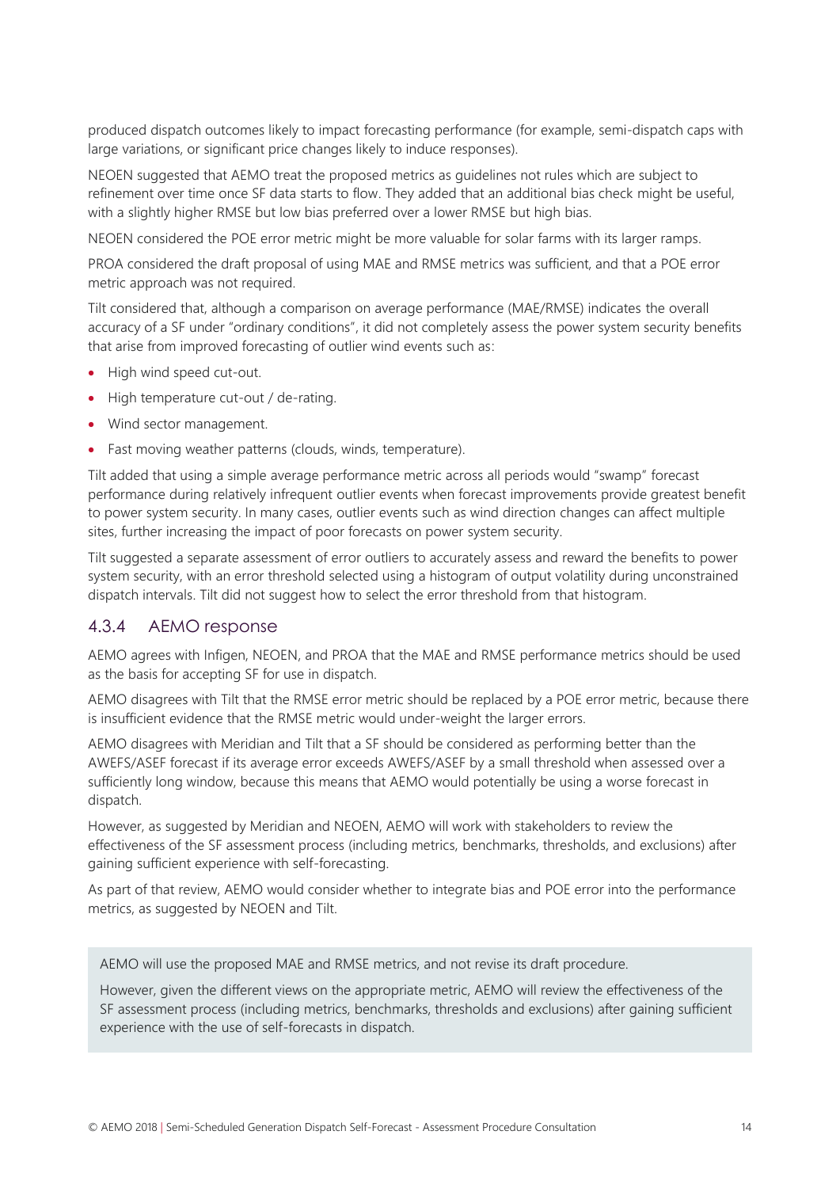produced dispatch outcomes likely to impact forecasting performance (for example, semi-dispatch caps with large variations, or significant price changes likely to induce responses).

NEOEN suggested that AEMO treat the proposed metrics as guidelines not rules which are subject to refinement over time once SF data starts to flow. They added that an additional bias check might be useful, with a slightly higher RMSE but low bias preferred over a lower RMSE but high bias.

NEOEN considered the POE error metric might be more valuable for solar farms with its larger ramps.

PROA considered the draft proposal of using MAE and RMSE metrics was sufficient, and that a POE error metric approach was not required.

Tilt considered that, although a comparison on average performance (MAE/RMSE) indicates the overall accuracy of a SF under "ordinary conditions", it did not completely assess the power system security benefits that arise from improved forecasting of outlier wind events such as:

- High wind speed cut-out.
- High temperature cut-out / de-rating.
- Wind sector management.
- Fast moving weather patterns (clouds, winds, temperature).

Tilt added that using a simple average performance metric across all periods would "swamp" forecast performance during relatively infrequent outlier events when forecast improvements provide greatest benefit to power system security. In many cases, outlier events such as wind direction changes can affect multiple sites, further increasing the impact of poor forecasts on power system security.

Tilt suggested a separate assessment of error outliers to accurately assess and reward the benefits to power system security, with an error threshold selected using a histogram of output volatility during unconstrained dispatch intervals. Tilt did not suggest how to select the error threshold from that histogram.

### 4.3.4 AEMO response

AEMO agrees with Infigen, NEOEN, and PROA that the MAE and RMSE performance metrics should be used as the basis for accepting SF for use in dispatch.

AEMO disagrees with Tilt that the RMSE error metric should be replaced by a POE error metric, because there is insufficient evidence that the RMSE metric would under-weight the larger errors.

AEMO disagrees with Meridian and Tilt that a SF should be considered as performing better than the AWEFS/ASEF forecast if its average error exceeds AWEFS/ASEF by a small threshold when assessed over a sufficiently long window, because this means that AEMO would potentially be using a worse forecast in dispatch.

However, as suggested by Meridian and NEOEN, AEMO will work with stakeholders to review the effectiveness of the SF assessment process (including metrics, benchmarks, thresholds, and exclusions) after gaining sufficient experience with self-forecasting.

As part of that review, AEMO would consider whether to integrate bias and POE error into the performance metrics, as suggested by NEOEN and Tilt.

> AEMO will use the proposed MAE and RMSE metrics, and not revise its draft procedure.
>
> However, given the different views on the appropriate metric, AEMO will review the effectiveness of the SF assessment process (including metrics, benchmarks, thresholds and exclusions) after gaining sufficient experience with the use of self-forecasts in dispatch.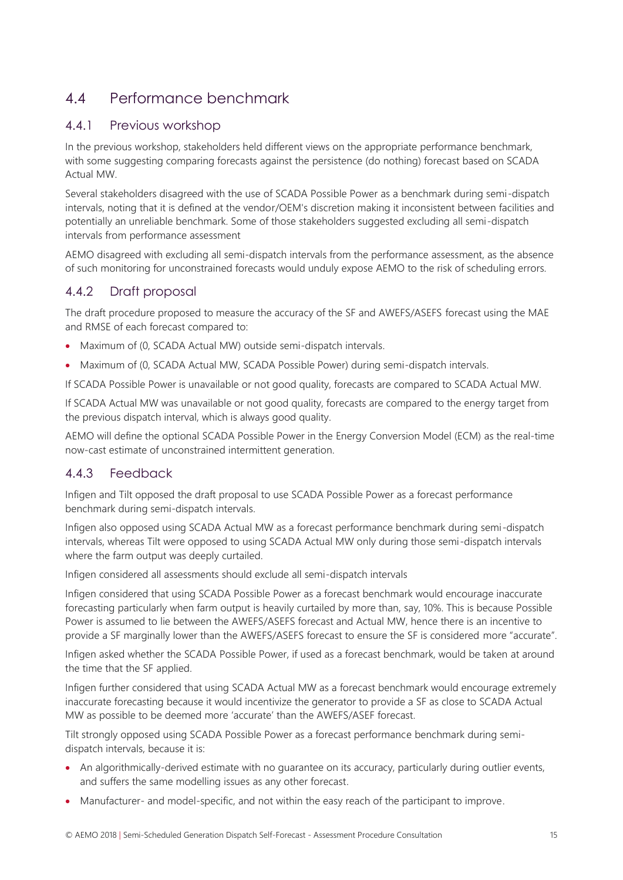## 4.4 Performance benchmark

### 4.4.1 Previous workshop

In the previous workshop, stakeholders held different views on the appropriate performance benchmark, with some suggesting comparing forecasts against the persistence (do nothing) forecast based on SCADA Actual MW.

Several stakeholders disagreed with the use of SCADA Possible Power as a benchmark during semi-dispatch intervals, noting that it is defined at the vendor/OEM's discretion making it inconsistent between facilities and potentially an unreliable benchmark. Some of those stakeholders suggested excluding all semi-dispatch intervals from performance assessment

AEMO disagreed with excluding all semi-dispatch intervals from the performance assessment, as the absence of such monitoring for unconstrained forecasts would unduly expose AEMO to the risk of scheduling errors.

### 4.4.2 Draft proposal

The draft procedure proposed to measure the accuracy of the SF and AWEFS/ASEFS forecast using the MAE and RMSE of each forecast compared to:

- Maximum of (0, SCADA Actual MW) outside semi-dispatch intervals.
- Maximum of (0, SCADA Actual MW, SCADA Possible Power) during semi-dispatch intervals.

If SCADA Possible Power is unavailable or not good quality, forecasts are compared to SCADA Actual MW.

If SCADA Actual MW was unavailable or not good quality, forecasts are compared to the energy target from the previous dispatch interval, which is always good quality.

AEMO will define the optional SCADA Possible Power in the Energy Conversion Model (ECM) as the real-time now-cast estimate of unconstrained intermittent generation.

### 4.4.3 Feedback

Infigen and Tilt opposed the draft proposal to use SCADA Possible Power as a forecast performance benchmark during semi-dispatch intervals.

Infigen also opposed using SCADA Actual MW as a forecast performance benchmark during semi-dispatch intervals, whereas Tilt were opposed to using SCADA Actual MW only during those semi-dispatch intervals where the farm output was deeply curtailed.

Infigen considered all assessments should exclude all semi-dispatch intervals

Infigen considered that using SCADA Possible Power as a forecast benchmark would encourage inaccurate forecasting particularly when farm output is heavily curtailed by more than, say, 10%. This is because Possible Power is assumed to lie between the AWEFS/ASEFS forecast and Actual MW, hence there is an incentive to provide a SF marginally lower than the AWEFS/ASEFS forecast to ensure the SF is considered more "accurate".

Infigen asked whether the SCADA Possible Power, if used as a forecast benchmark, would be taken at around the time that the SF applied.

Infigen further considered that using SCADA Actual MW as a forecast benchmark would encourage extremely inaccurate forecasting because it would incentivize the generator to provide a SF as close to SCADA Actual MW as possible to be deemed more 'accurate' than the AWEFS/ASEF forecast.

Tilt strongly opposed using SCADA Possible Power as a forecast performance benchmark during semi-dispatch intervals, because it is:

- An algorithmically-derived estimate with no guarantee on its accuracy, particularly during outlier events, and suffers the same modelling issues as any other forecast.
- Manufacturer- and model-specific, and not within the easy reach of the participant to improve.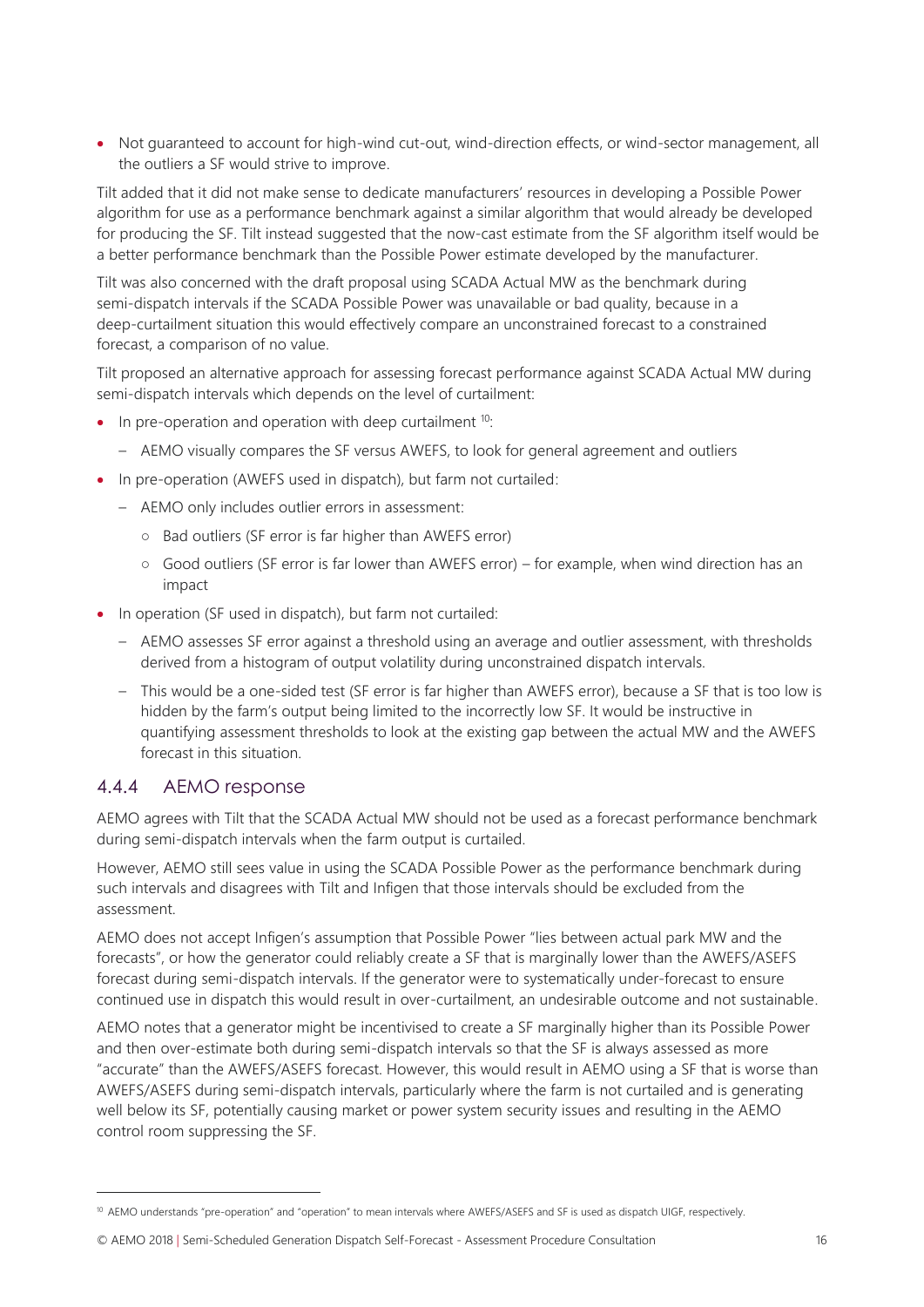- Not guaranteed to account for high-wind cut-out, wind-direction effects, or wind-sector management, all the outliers a SF would strive to improve.

Tilt added that it did not make sense to dedicate manufacturers' resources in developing a Possible Power algorithm for use as a performance benchmark against a similar algorithm that would already be developed for producing the SF. Tilt instead suggested that the now-cast estimate from the SF algorithm itself would be a better performance benchmark than the Possible Power estimate developed by the manufacturer.

Tilt was also concerned with the draft proposal using SCADA Actual MW as the benchmark during semi-dispatch intervals if the SCADA Possible Power was unavailable or bad quality, because in a deep-curtailment situation this would effectively compare an unconstrained forecast to a constrained forecast, a comparison of no value.

Tilt proposed an alternative approach for assessing forecast performance against SCADA Actual MW during semi-dispatch intervals which depends on the level of curtailment:

- In pre-operation and operation with deep curtailment [10]:
  - AEMO visually compares the SF versus AWEFS, to look for general agreement and outliers
- In pre-operation (AWEFS used in dispatch), but farm not curtailed:
  - AEMO only includes outlier errors in assessment:
    - Bad outliers (SF error is far higher than AWEFS error)
    - Good outliers (SF error is far lower than AWEFS error) – for example, when wind direction has an impact
- In operation (SF used in dispatch), but farm not curtailed:
  - AEMO assesses SF error against a threshold using an average and outlier assessment, with thresholds derived from a histogram of output volatility during unconstrained dispatch intervals.
  - This would be a one-sided test (SF error is far higher than AWEFS error), because a SF that is too low is hidden by the farm's output being limited to the incorrectly low SF. It would be instructive in quantifying assessment thresholds to look at the existing gap between the actual MW and the AWEFS forecast in this situation.

### 4.4.4 AEMO response

AEMO agrees with Tilt that the SCADA Actual MW should not be used as a forecast performance benchmark during semi-dispatch intervals when the farm output is curtailed.

However, AEMO still sees value in using the SCADA Possible Power as the performance benchmark during such intervals and disagrees with Tilt and Infigen that those intervals should be excluded from the assessment.

AEMO does not accept Infigen's assumption that Possible Power "lies between actual park MW and the forecasts", or how the generator could reliably create a SF that is marginally lower than the AWEFS/ASEFS forecast during semi-dispatch intervals. If the generator were to systematically under-forecast to ensure continued use in dispatch this would result in over-curtailment, an undesirable outcome and not sustainable.

AEMO notes that a generator might be incentivised to create a SF marginally higher than its Possible Power and then over-estimate both during semi-dispatch intervals so that the SF is always assessed as more "accurate" than the AWEFS/ASEFS forecast. However, this would result in AEMO using a SF that is worse than AWEFS/ASEFS during semi-dispatch intervals, particularly where the farm is not curtailed and is generating well below its SF, potentially causing market or power system security issues and resulting in the AEMO control room suppressing the SF.

---

[10] AEMO understands "pre-operation" and "operation" to mean intervals where AWEFS/ASEFS and SF is used as dispatch UIGF, respectively.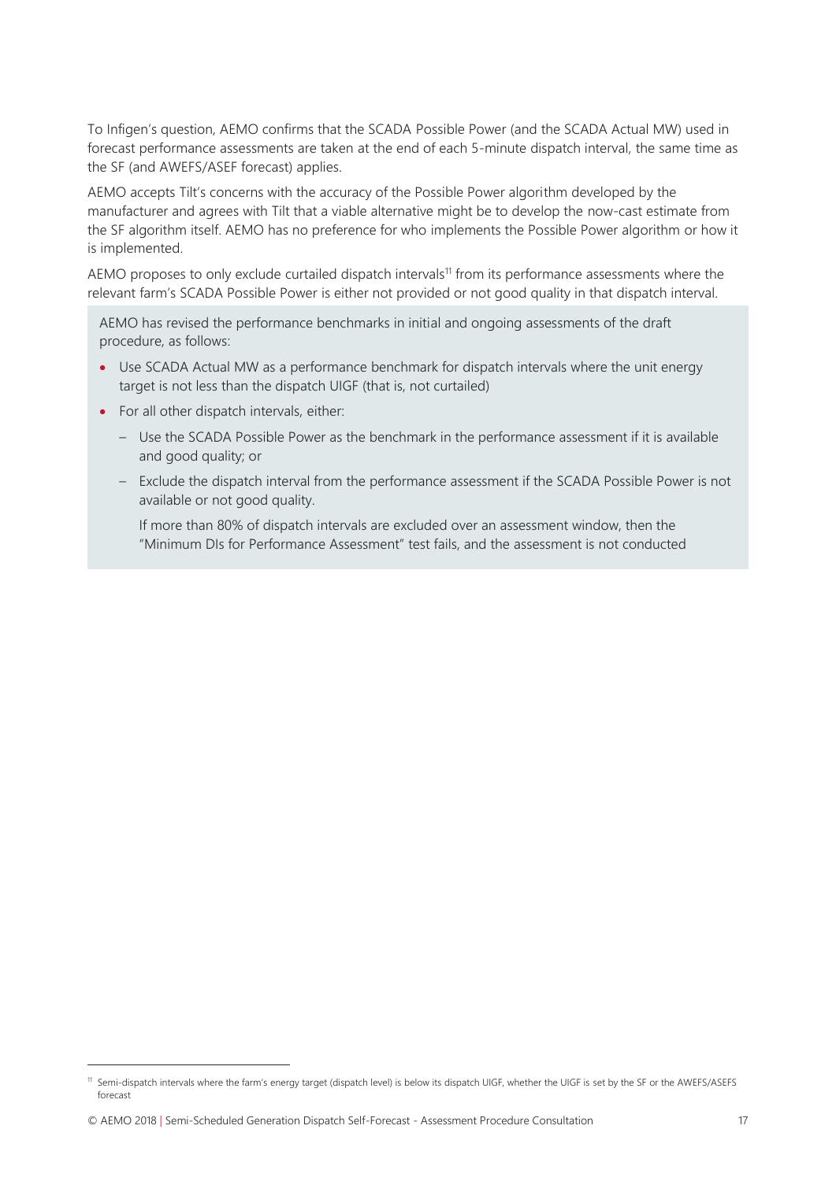To Infigen's question, AEMO confirms that the SCADA Possible Power (and the SCADA Actual MW) used in forecast performance assessments are taken at the end of each 5-minute dispatch interval, the same time as the SF (and AWEFS/ASEF forecast) applies.

AEMO accepts Tilt's concerns with the accuracy of the Possible Power algorithm developed by the manufacturer and agrees with Tilt that a viable alternative might be to develop the now-cast estimate from the SF algorithm itself. AEMO has no preference for who implements the Possible Power algorithm or how it is implemented.

AEMO proposes to only exclude curtailed dispatch intervals[11] from its performance assessments where the relevant farm's SCADA Possible Power is either not provided or not good quality in that dispatch interval.

> AEMO has revised the performance benchmarks in initial and ongoing assessments of the draft procedure, as follows:
>
> - Use SCADA Actual MW as a performance benchmark for dispatch intervals where the unit energy target is not less than the dispatch UIGF (that is, not curtailed)
> - For all other dispatch intervals, either:
>   - Use the SCADA Possible Power as the benchmark in the performance assessment if it is available and good quality; or
>   - Exclude the dispatch interval from the performance assessment if the SCADA Possible Power is not available or not good quality.
>
>   If more than 80% of dispatch intervals are excluded over an assessment window, then the "Minimum DIs for Performance Assessment" test fails, and the assessment is not conducted

[11] Semi-dispatch intervals where the farm's energy target (dispatch level) is below its dispatch UIGF, whether the UIGF is set by the SF or the AWEFS/ASEFS forecast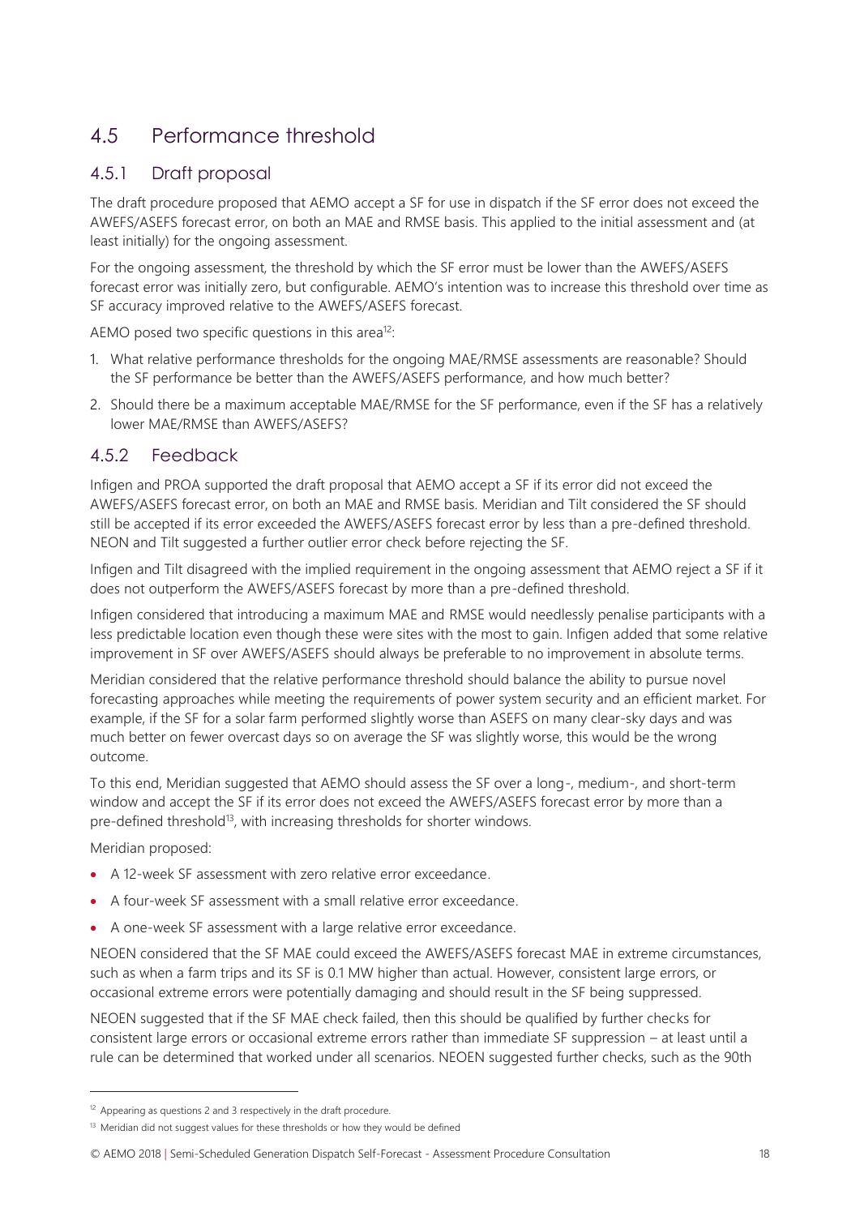## 4.5 Performance threshold

### 4.5.1 Draft proposal

The draft procedure proposed that AEMO accept a SF for use in dispatch if the SF error does not exceed the AWEFS/ASEFS forecast error, on both an MAE and RMSE basis. This applied to the initial assessment and (at least initially) for the ongoing assessment.

For the ongoing assessment, the threshold by which the SF error must be lower than the AWEFS/ASEFS forecast error was initially zero, but configurable. AEMO's intention was to increase this threshold over time as SF accuracy improved relative to the AWEFS/ASEFS forecast.

AEMO posed two specific questions in this area[12]:

1. What relative performance thresholds for the ongoing MAE/RMSE assessments are reasonable? Should the SF performance be better than the AWEFS/ASEFS performance, and how much better?
2. Should there be a maximum acceptable MAE/RMSE for the SF performance, even if the SF has a relatively lower MAE/RMSE than AWEFS/ASEFS?

### 4.5.2 Feedback

Infigen and PROA supported the draft proposal that AEMO accept a SF if its error did not exceed the AWEFS/ASEFS forecast error, on both an MAE and RMSE basis. Meridian and Tilt considered the SF should still be accepted if its error exceeded the AWEFS/ASEFS forecast error by less than a pre-defined threshold. NEON and Tilt suggested a further outlier error check before rejecting the SF.

Infigen and Tilt disagreed with the implied requirement in the ongoing assessment that AEMO reject a SF if it does not outperform the AWEFS/ASEFS forecast by more than a pre-defined threshold.

Infigen considered that introducing a maximum MAE and RMSE would needlessly penalise participants with a less predictable location even though these were sites with the most to gain. Infigen added that some relative improvement in SF over AWEFS/ASEFS should always be preferable to no improvement in absolute terms.

Meridian considered that the relative performance threshold should balance the ability to pursue novel forecasting approaches while meeting the requirements of power system security and an efficient market. For example, if the SF for a solar farm performed slightly worse than ASEFS on many clear-sky days and was much better on fewer overcast days so on average the SF was slightly worse, this would be the wrong outcome.

To this end, Meridian suggested that AEMO should assess the SF over a long-, medium-, and short-term window and accept the SF if its error does not exceed the AWEFS/ASEFS forecast error by more than a pre-defined threshold[13], with increasing thresholds for shorter windows.

Meridian proposed:

- A 12-week SF assessment with zero relative error exceedance.
- A four-week SF assessment with a small relative error exceedance.
- A one-week SF assessment with a large relative error exceedance.

NEOEN considered that the SF MAE could exceed the AWEFS/ASEFS forecast MAE in extreme circumstances, such as when a farm trips and its SF is 0.1 MW higher than actual. However, consistent large errors, or occasional extreme errors were potentially damaging and should result in the SF being suppressed.

NEOEN suggested that if the SF MAE check failed, then this should be qualified by further checks for consistent large errors or occasional extreme errors rather than immediate SF suppression – at least until a rule can be determined that worked under all scenarios. NEOEN suggested further checks, such as the 90th

[12] Appearing as questions 2 and 3 respectively in the draft procedure.

[13] Meridian did not suggest values for these thresholds or how they would be defined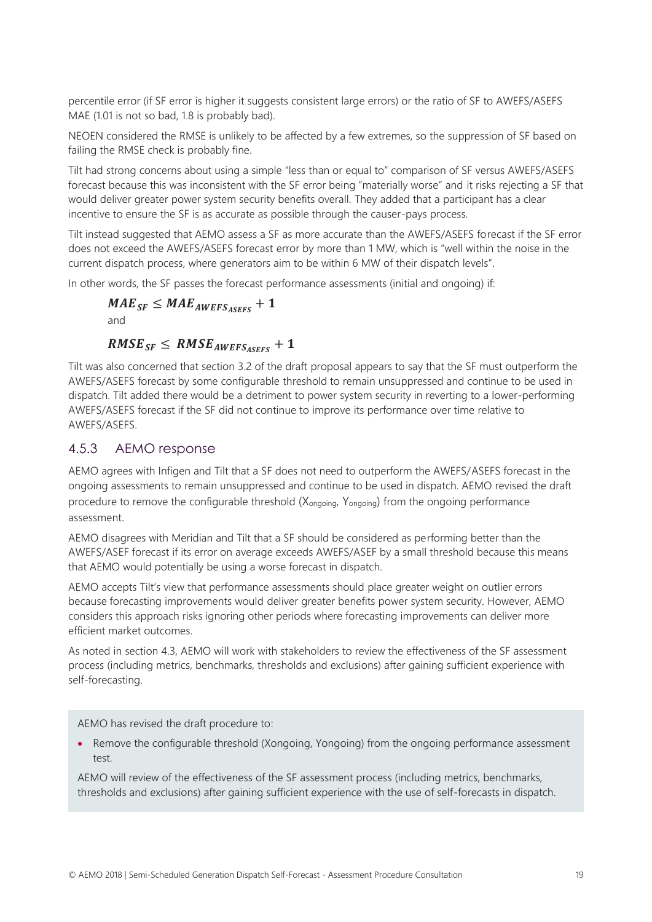percentile error (if SF error is higher it suggests consistent large errors) or the ratio of SF to AWEFS/ASEFS MAE (1.01 is not so bad, 1.8 is probably bad).

NEOEN considered the RMSE is unlikely to be affected by a few extremes, so the suppression of SF based on failing the RMSE check is probably fine.

Tilt had strong concerns about using a simple "less than or equal to" comparison of SF versus AWEFS/ASEFS forecast because this was inconsistent with the SF error being "materially worse" and it risks rejecting a SF that would deliver greater power system security benefits overall. They added that a participant has a clear incentive to ensure the SF is as accurate as possible through the causer-pays process.

Tilt instead suggested that AEMO assess a SF as more accurate than the AWEFS/ASEFS forecast if the SF error does not exceed the AWEFS/ASEFS forecast error by more than 1 MW, which is "well within the noise in the current dispatch process, where generators aim to be within 6 MW of their dispatch levels".

In other words, the SF passes the forecast performance assessments (initial and ongoing) if:

$$\boldsymbol{MAE_{SF} \leq MAE_{AWEFS_{ASEFS}} + 1}$$

and

$$\boldsymbol{RMSE_{SF} \leq RMSE_{AWEFS_{ASEFS}} + 1}$$

Tilt was also concerned that section 3.2 of the draft proposal appears to say that the SF must outperform the AWEFS/ASEFS forecast by some configurable threshold to remain unsuppressed and continue to be used in dispatch. Tilt added there would be a detriment to power system security in reverting to a lower-performing AWEFS/ASEFS forecast if the SF did not continue to improve its performance over time relative to AWEFS/ASEFS.

### 4.5.3 AEMO response

AEMO agrees with Infigen and Tilt that a SF does not need to outperform the AWEFS/ASEFS forecast in the ongoing assessments to remain unsuppressed and continue to be used in dispatch. AEMO revised the draft procedure to remove the configurable threshold ($X_{ongoing}$, $Y_{ongoing}$) from the ongoing performance assessment.

AEMO disagrees with Meridian and Tilt that a SF should be considered as performing better than the AWEFS/ASEF forecast if its error on average exceeds AWEFS/ASEF by a small threshold because this means that AEMO would potentially be using a worse forecast in dispatch.

AEMO accepts Tilt's view that performance assessments should place greater weight on outlier errors because forecasting improvements would deliver greater benefits power system security. However, AEMO considers this approach risks ignoring other periods where forecasting improvements can deliver more efficient market outcomes.

As noted in section 4.3, AEMO will work with stakeholders to review the effectiveness of the SF assessment process (including metrics, benchmarks, thresholds and exclusions) after gaining sufficient experience with self-forecasting.

AEMO has revised the draft procedure to:

- Remove the configurable threshold (Xongoing, Yongoing) from the ongoing performance assessment test.

AEMO will review of the effectiveness of the SF assessment process (including metrics, benchmarks, thresholds and exclusions) after gaining sufficient experience with the use of self-forecasts in dispatch.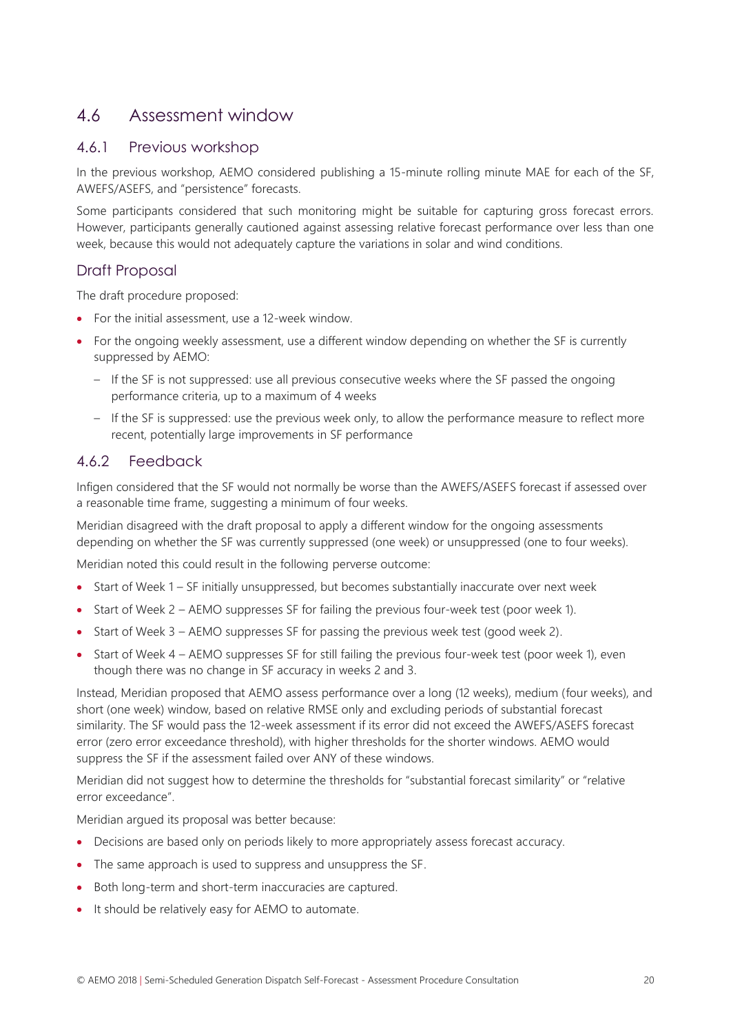## 4.6 Assessment window

### 4.6.1 Previous workshop

In the previous workshop, AEMO considered publishing a 15-minute rolling minute MAE for each of the SF, AWEFS/ASEFS, and "persistence" forecasts.

Some participants considered that such monitoring might be suitable for capturing gross forecast errors. However, participants generally cautioned against assessing relative forecast performance over less than one week, because this would not adequately capture the variations in solar and wind conditions.

### Draft Proposal

The draft procedure proposed:

- For the initial assessment, use a 12-week window.
- For the ongoing weekly assessment, use a different window depending on whether the SF is currently suppressed by AEMO:
  - If the SF is not suppressed: use all previous consecutive weeks where the SF passed the ongoing performance criteria, up to a maximum of 4 weeks
  - If the SF is suppressed: use the previous week only, to allow the performance measure to reflect more recent, potentially large improvements in SF performance

### 4.6.2 Feedback

Infigen considered that the SF would not normally be worse than the AWEFS/ASEFS forecast if assessed over a reasonable time frame, suggesting a minimum of four weeks.

Meridian disagreed with the draft proposal to apply a different window for the ongoing assessments depending on whether the SF was currently suppressed (one week) or unsuppressed (one to four weeks).

Meridian noted this could result in the following perverse outcome:

- Start of Week 1 – SF initially unsuppressed, but becomes substantially inaccurate over next week
- Start of Week 2 – AEMO suppresses SF for failing the previous four-week test (poor week 1).
- Start of Week 3 – AEMO suppresses SF for passing the previous week test (good week 2).
- Start of Week 4 – AEMO suppresses SF for still failing the previous four-week test (poor week 1), even though there was no change in SF accuracy in weeks 2 and 3.

Instead, Meridian proposed that AEMO assess performance over a long (12 weeks), medium (four weeks), and short (one week) window, based on relative RMSE only and excluding periods of substantial forecast similarity. The SF would pass the 12-week assessment if its error did not exceed the AWEFS/ASEFS forecast error (zero error exceedance threshold), with higher thresholds for the shorter windows. AEMO would suppress the SF if the assessment failed over ANY of these windows.

Meridian did not suggest how to determine the thresholds for "substantial forecast similarity" or "relative error exceedance".

Meridian argued its proposal was better because:

- Decisions are based only on periods likely to more appropriately assess forecast accuracy.
- The same approach is used to suppress and unsuppress the SF.
- Both long-term and short-term inaccuracies are captured.
- It should be relatively easy for AEMO to automate.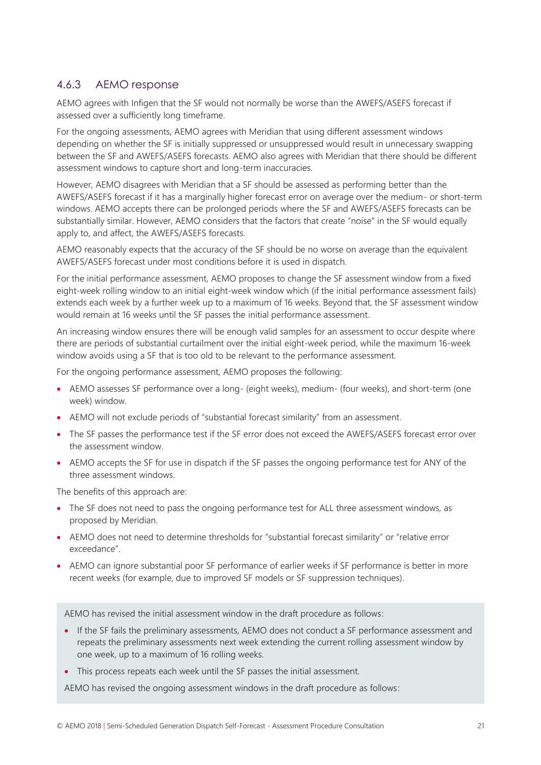### 4.6.3 AEMO response

AEMO agrees with Infigen that the SF would not normally be worse than the AWEFS/ASEFS forecast if assessed over a sufficiently long timeframe.

For the ongoing assessments, AEMO agrees with Meridian that using different assessment windows depending on whether the SF is initially suppressed or unsuppressed would result in unnecessary swapping between the SF and AWEFS/ASEFS forecasts. AEMO also agrees with Meridian that there should be different assessment windows to capture short and long-term inaccuracies.

However, AEMO disagrees with Meridian that a SF should be assessed as performing better than the AWEFS/ASEFS forecast if it has a marginally higher forecast error on average over the medium- or short-term windows. AEMO accepts there can be prolonged periods where the SF and AWEFS/ASEFS forecasts can be substantially similar. However, AEMO considers that the factors that create "noise" in the SF would equally apply to, and affect, the AWEFS/ASEFS forecasts.

AEMO reasonably expects that the accuracy of the SF should be no worse on average than the equivalent AWEFS/ASEFS forecast under most conditions before it is used in dispatch.

For the initial performance assessment, AEMO proposes to change the SF assessment window from a fixed eight-week rolling window to an initial eight-week window which (if the initial performance assessment fails) extends each week by a further week up to a maximum of 16 weeks. Beyond that, the SF assessment window would remain at 16 weeks until the SF passes the initial performance assessment.

An increasing window ensures there will be enough valid samples for an assessment to occur despite where there are periods of substantial curtailment over the initial eight-week period, while the maximum 16-week window avoids using a SF that is too old to be relevant to the performance assessment.

For the ongoing performance assessment, AEMO proposes the following:

- AEMO assesses SF performance over a long- (eight weeks), medium- (four weeks), and short-term (one week) window.
- AEMO will not exclude periods of "substantial forecast similarity" from an assessment.
- The SF passes the performance test if the SF error does not exceed the AWEFS/ASEFS forecast error over the assessment window.
- AEMO accepts the SF for use in dispatch if the SF passes the ongoing performance test for ANY of the three assessment windows.

The benefits of this approach are:

- The SF does not need to pass the ongoing performance test for ALL three assessment windows, as proposed by Meridian.
- AEMO does not need to determine thresholds for "substantial forecast similarity" or "relative error exceedance".
- AEMO can ignore substantial poor SF performance of earlier weeks if SF performance is better in more recent weeks (for example, due to improved SF models or SF suppression techniques).

AEMO has revised the initial assessment window in the draft procedure as follows:

- If the SF fails the preliminary assessments, AEMO does not conduct a SF performance assessment and repeats the preliminary assessments next week extending the current rolling assessment window by one week, up to a maximum of 16 rolling weeks.
- This process repeats each week until the SF passes the initial assessment.

AEMO has revised the ongoing assessment windows in the draft procedure as follows: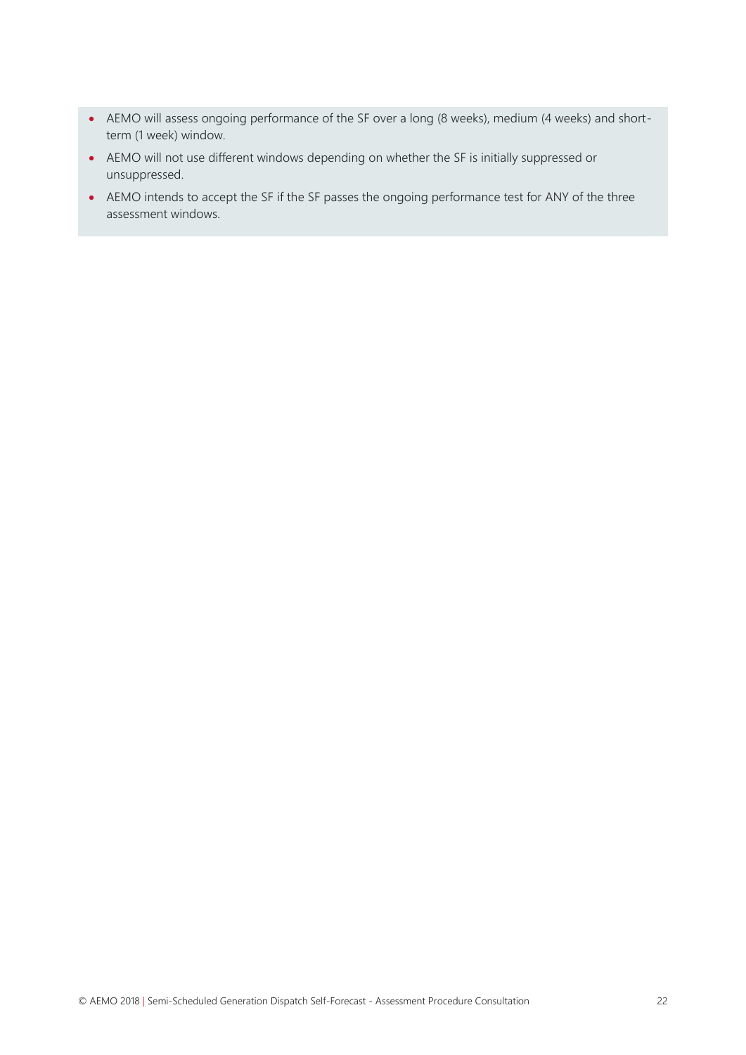- AEMO will assess ongoing performance of the SF over a long (8 weeks), medium (4 weeks) and short-term (1 week) window.
- AEMO will not use different windows depending on whether the SF is initially suppressed or unsuppressed.
- AEMO intends to accept the SF if the SF passes the ongoing performance test for ANY of the three assessment windows.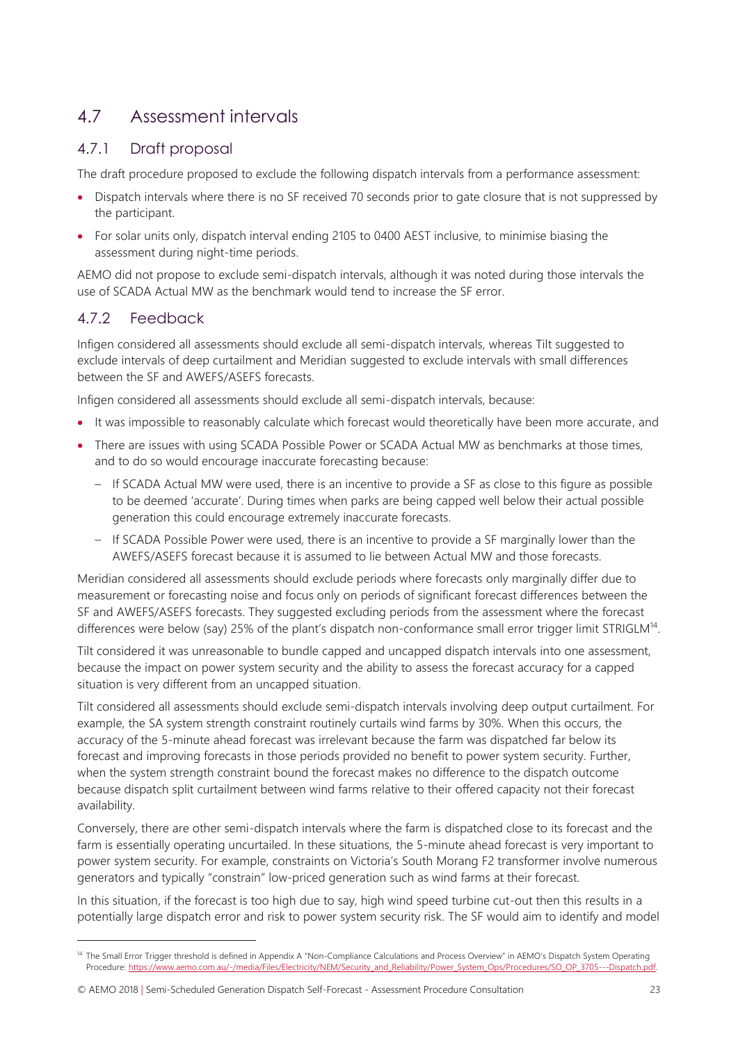## 4.7 Assessment intervals

### 4.7.1 Draft proposal

The draft procedure proposed to exclude the following dispatch intervals from a performance assessment:

- Dispatch intervals where there is no SF received 70 seconds prior to gate closure that is not suppressed by the participant.
- For solar units only, dispatch interval ending 2105 to 0400 AEST inclusive, to minimise biasing the assessment during night-time periods.

AEMO did not propose to exclude semi-dispatch intervals, although it was noted during those intervals the use of SCADA Actual MW as the benchmark would tend to increase the SF error.

### 4.7.2 Feedback

Infigen considered all assessments should exclude all semi-dispatch intervals, whereas Tilt suggested to exclude intervals of deep curtailment and Meridian suggested to exclude intervals with small differences between the SF and AWEFS/ASEFS forecasts.

Infigen considered all assessments should exclude all semi-dispatch intervals, because:

- It was impossible to reasonably calculate which forecast would theoretically have been more accurate, and
- There are issues with using SCADA Possible Power or SCADA Actual MW as benchmarks at those times, and to do so would encourage inaccurate forecasting because:
  - If SCADA Actual MW were used, there is an incentive to provide a SF as close to this figure as possible to be deemed 'accurate'. During times when parks are being capped well below their actual possible generation this could encourage extremely inaccurate forecasts.
  - If SCADA Possible Power were used, there is an incentive to provide a SF marginally lower than the AWEFS/ASEFS forecast because it is assumed to lie between Actual MW and those forecasts.

Meridian considered all assessments should exclude periods where forecasts only marginally differ due to measurement or forecasting noise and focus only on periods of significant forecast differences between the SF and AWEFS/ASEFS forecasts. They suggested excluding periods from the assessment where the forecast differences were below (say) 25% of the plant's dispatch non-conformance small error trigger limit STRIGLM[14].

Tilt considered it was unreasonable to bundle capped and uncapped dispatch intervals into one assessment, because the impact on power system security and the ability to assess the forecast accuracy for a capped situation is very different from an uncapped situation.

Tilt considered all assessments should exclude semi-dispatch intervals involving deep output curtailment. For example, the SA system strength constraint routinely curtails wind farms by 30%. When this occurs, the accuracy of the 5-minute ahead forecast was irrelevant because the farm was dispatched far below its forecast and improving forecasts in those periods provided no benefit to power system security. Further, when the system strength constraint bound the forecast makes no difference to the dispatch outcome because dispatch split curtailment between wind farms relative to their offered capacity not their forecast availability.

Conversely, there are other semi-dispatch intervals where the farm is dispatched close to its forecast and the farm is essentially operating uncurtailed. In these situations, the 5-minute ahead forecast is very important to power system security. For example, constraints on Victoria's South Morang F2 transformer involve numerous generators and typically "constrain" low-priced generation such as wind farms at their forecast.

In this situation, if the forecast is too high due to say, high wind speed turbine cut-out then this results in a potentially large dispatch error and risk to power system security risk. The SF would aim to identify and model

[14] The Small Error Trigger threshold is defined in Appendix A "Non-Compliance Calculations and Process Overview" in AEMO's Dispatch System Operating Procedure: https://www.aemo.com.au/-/media/Files/Electricity/NEM/Security_and_Reliability/Power_System_Ops/Procedures/SO_OP_3705---Dispatch.pdf.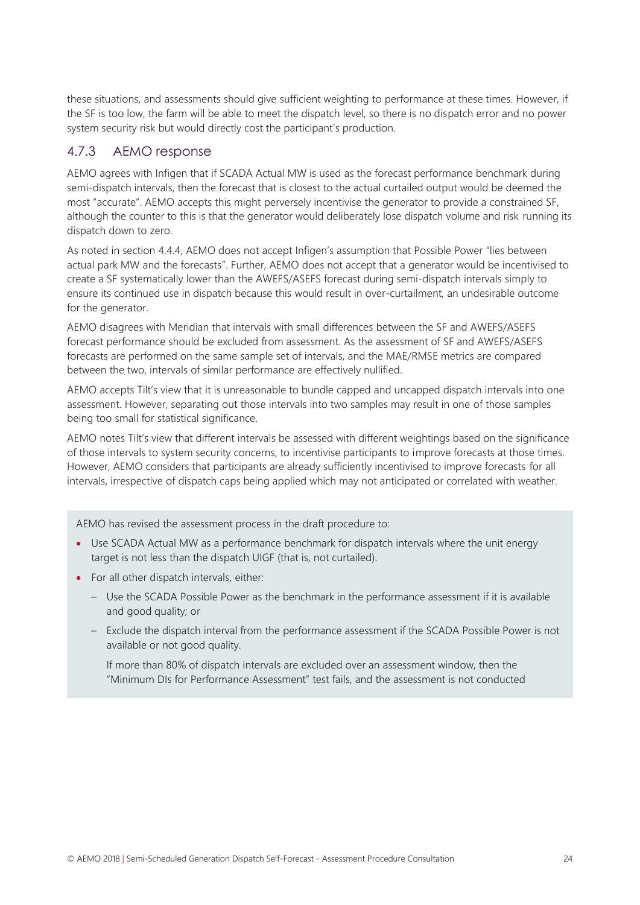these situations, and assessments should give sufficient weighting to performance at these times. However, if the SF is too low, the farm will be able to meet the dispatch level, so there is no dispatch error and no power system security risk but would directly cost the participant's production.

### 4.7.3 AEMO response

AEMO agrees with Infigen that if SCADA Actual MW is used as the forecast performance benchmark during semi-dispatch intervals, then the forecast that is closest to the actual curtailed output would be deemed the most "accurate". AEMO accepts this might perversely incentivise the generator to provide a constrained SF, although the counter to this is that the generator would deliberately lose dispatch volume and risk running its dispatch down to zero.

As noted in section 4.4.4, AEMO does not accept Infigen's assumption that Possible Power "lies between actual park MW and the forecasts". Further, AEMO does not accept that a generator would be incentivised to create a SF systematically lower than the AWEFS/ASEFS forecast during semi-dispatch intervals simply to ensure its continued use in dispatch because this would result in over-curtailment, an undesirable outcome for the generator.

AEMO disagrees with Meridian that intervals with small differences between the SF and AWEFS/ASEFS forecast performance should be excluded from assessment. As the assessment of SF and AWEFS/ASEFS forecasts are performed on the same sample set of intervals, and the MAE/RMSE metrics are compared between the two, intervals of similar performance are effectively nullified.

AEMO accepts Tilt's view that it is unreasonable to bundle capped and uncapped dispatch intervals into one assessment. However, separating out those intervals into two samples may result in one of those samples being too small for statistical significance.

AEMO notes Tilt's view that different intervals be assessed with different weightings based on the significance of those intervals to system security concerns, to incentivise participants to improve forecasts at those times. However, AEMO considers that participants are already sufficiently incentivised to improve forecasts for all intervals, irrespective of dispatch caps being applied which may not anticipated or correlated with weather.

AEMO has revised the assessment process in the draft procedure to:

- Use SCADA Actual MW as a performance benchmark for dispatch intervals where the unit energy target is not less than the dispatch UIGF (that is, not curtailed).
- For all other dispatch intervals, either:
  - Use the SCADA Possible Power as the benchmark in the performance assessment if it is available and good quality; or
  - Exclude the dispatch interval from the performance assessment if the SCADA Possible Power is not available or not good quality.

  If more than 80% of dispatch intervals are excluded over an assessment window, then the "Minimum DIs for Performance Assessment" test fails, and the assessment is not conducted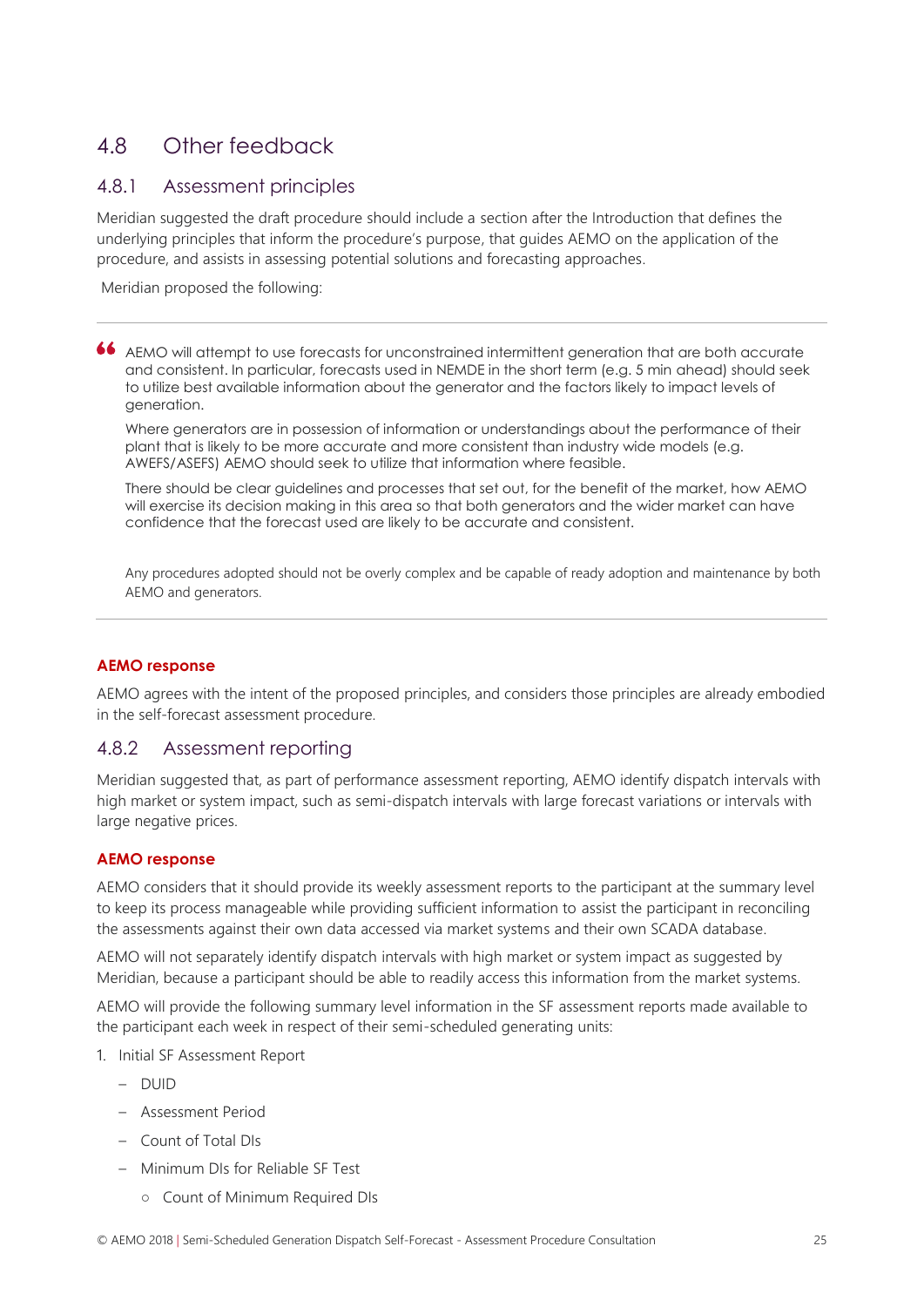## 4.8 Other feedback

### 4.8.1 Assessment principles

Meridian suggested the draft procedure should include a section after the Introduction that defines the underlying principles that inform the procedure's purpose, that guides AEMO on the application of the procedure, and assists in assessing potential solutions and forecasting approaches.

Meridian proposed the following:

> AEMO will attempt to use forecasts for unconstrained intermittent generation that are both accurate and consistent. In particular, forecasts used in NEMDE in the short term (e.g. 5 min ahead) should seek to utilize best available information about the generator and the factors likely to impact levels of generation.
>
> Where generators are in possession of information or understandings about the performance of their plant that is likely to be more accurate and more consistent than industry wide models (e.g. AWEFS/ASEFS) AEMO should seek to utilize that information where feasible.
>
> There should be clear guidelines and processes that set out, for the benefit of the market, how AEMO will exercise its decision making in this area so that both generators and the wider market can have confidence that the forecast used are likely to be accurate and consistent.
>
> Any procedures adopted should not be overly complex and be capable of ready adoption and maintenance by both AEMO and generators.

**AEMO response**

AEMO agrees with the intent of the proposed principles, and considers those principles are already embodied in the self-forecast assessment procedure.

### 4.8.2 Assessment reporting

Meridian suggested that, as part of performance assessment reporting, AEMO identify dispatch intervals with high market or system impact, such as semi-dispatch intervals with large forecast variations or intervals with large negative prices.

**AEMO response**

AEMO considers that it should provide its weekly assessment reports to the participant at the summary level to keep its process manageable while providing sufficient information to assist the participant in reconciling the assessments against their own data accessed via market systems and their own SCADA database.

AEMO will not separately identify dispatch intervals with high market or system impact as suggested by Meridian, because a participant should be able to readily access this information from the market systems.

AEMO will provide the following summary level information in the SF assessment reports made available to the participant each week in respect of their semi-scheduled generating units:

1. Initial SF Assessment Report
   - DUID
   - Assessment Period
   - Count of Total DIs
   - Minimum DIs for Reliable SF Test
     - Count of Minimum Required DIs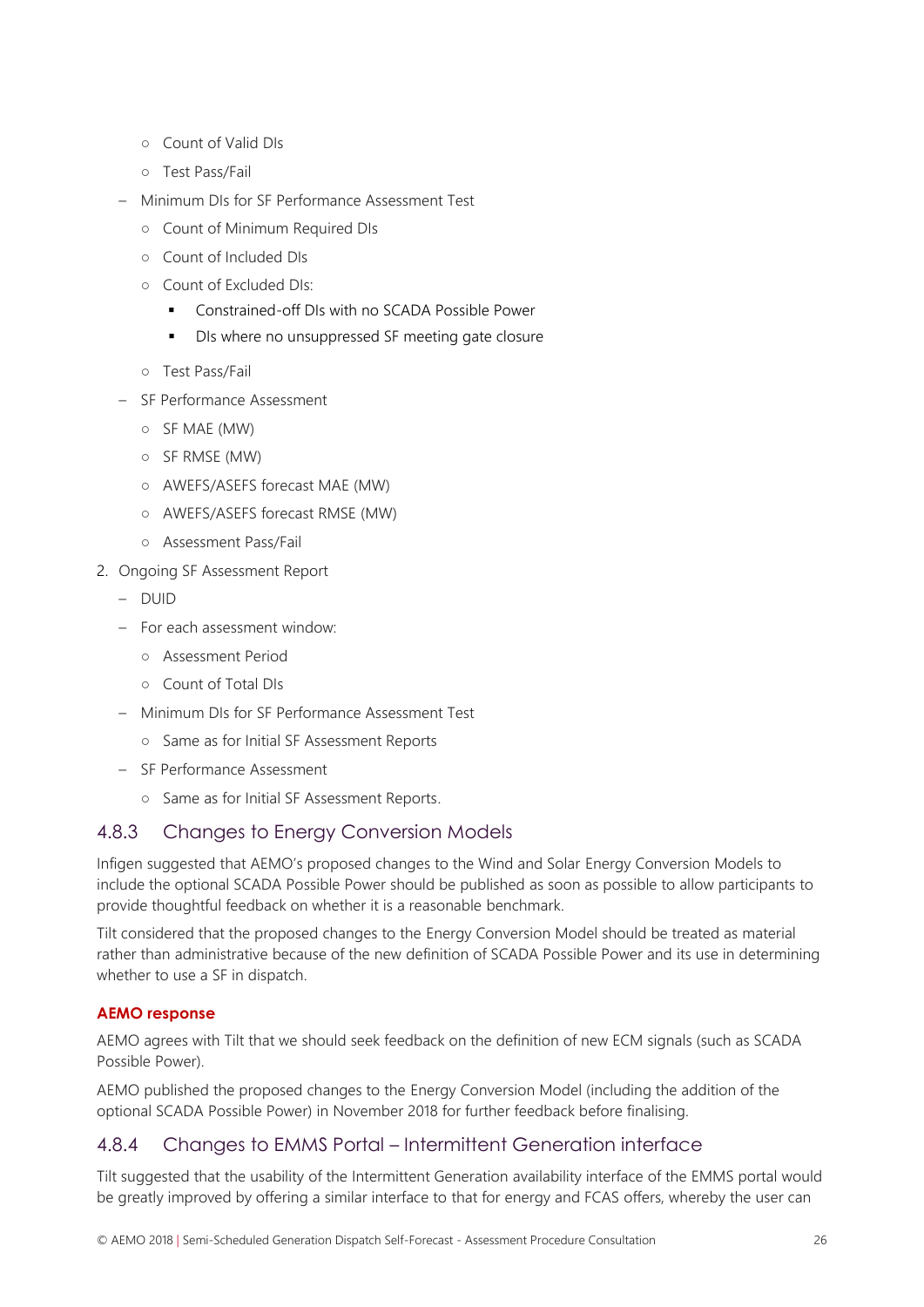- Count of Valid DIs
    - Test Pass/Fail
  - Minimum DIs for SF Performance Assessment Test
    - Count of Minimum Required DIs
    - Count of Included DIs
    - Count of Excluded DIs:
      - Constrained-off DIs with no SCADA Possible Power
      - DIs where no unsuppressed SF meeting gate closure
    - Test Pass/Fail
  - SF Performance Assessment
    - SF MAE (MW)
    - SF RMSE (MW)
    - AWEFS/ASEFS forecast MAE (MW)
    - AWEFS/ASEFS forecast RMSE (MW)
    - Assessment Pass/Fail
2. Ongoing SF Assessment Report
  - DUID
  - For each assessment window:
    - Assessment Period
    - Count of Total DIs
  - Minimum DIs for SF Performance Assessment Test
    - Same as for Initial SF Assessment Reports
  - SF Performance Assessment
    - Same as for Initial SF Assessment Reports.

### 4.8.3 Changes to Energy Conversion Models

Infigen suggested that AEMO's proposed changes to the Wind and Solar Energy Conversion Models to include the optional SCADA Possible Power should be published as soon as possible to allow participants to provide thoughtful feedback on whether it is a reasonable benchmark.

Tilt considered that the proposed changes to the Energy Conversion Model should be treated as material rather than administrative because of the new definition of SCADA Possible Power and its use in determining whether to use a SF in dispatch.

**AEMO response**

AEMO agrees with Tilt that we should seek feedback on the definition of new ECM signals (such as SCADA Possible Power).

AEMO published the proposed changes to the Energy Conversion Model (including the addition of the optional SCADA Possible Power) in November 2018 for further feedback before finalising.

### 4.8.4 Changes to EMMS Portal – Intermittent Generation interface

Tilt suggested that the usability of the Intermittent Generation availability interface of the EMMS portal would be greatly improved by offering a similar interface to that for energy and FCAS offers, whereby the user can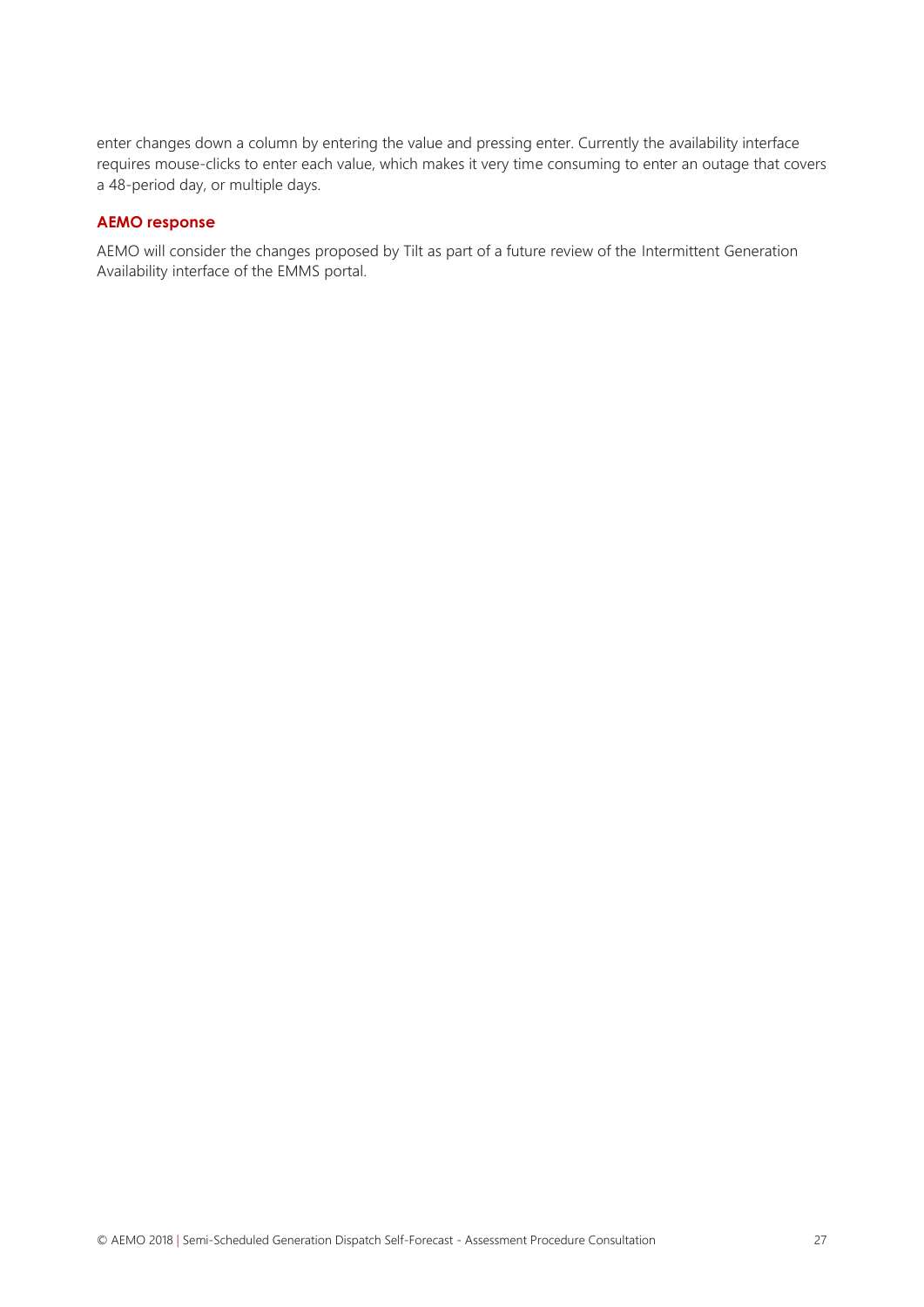enter changes down a column by entering the value and pressing enter. Currently the availability interface requires mouse-clicks to enter each value, which makes it very time consuming to enter an outage that covers a 48-period day, or multiple days.

### AEMO response

AEMO will consider the changes proposed by Tilt as part of a future review of the Intermittent Generation Availability interface of the EMMS portal.